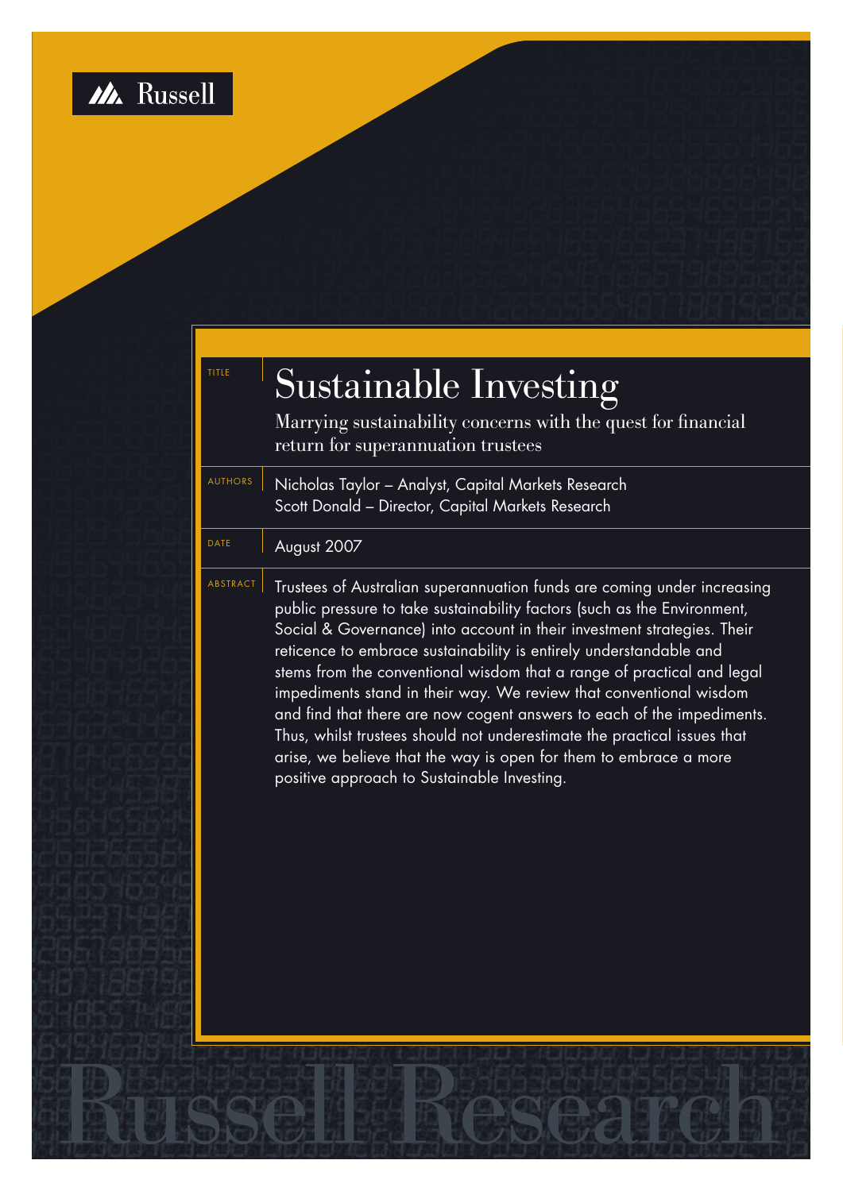Russell

TITLE

# Sustainable Investing

Marrying sustainability concerns with the quest for financial return for superannuation trustees

AUTHORS

Nicholas Taylor – Analyst, Capital Markets Research
Scott Donald – Director, Capital Markets Research

DATE

August 2007

ABSTRACT

Trustees of Australian superannuation funds are coming under increasing public pressure to take sustainability factors (such as the Environment, Social & Governance) into account in their investment strategies. Their reticence to embrace sustainability is entirely understandable and stems from the conventional wisdom that a range of practical and legal impediments stand in their way. We review that conventional wisdom and find that there are now cogent answers to each of the impediments. Thus, whilst trustees should not underestimate the practical issues that arise, we believe that the way is open for them to embrace a more positive approach to Sustainable Investing.

Russell Research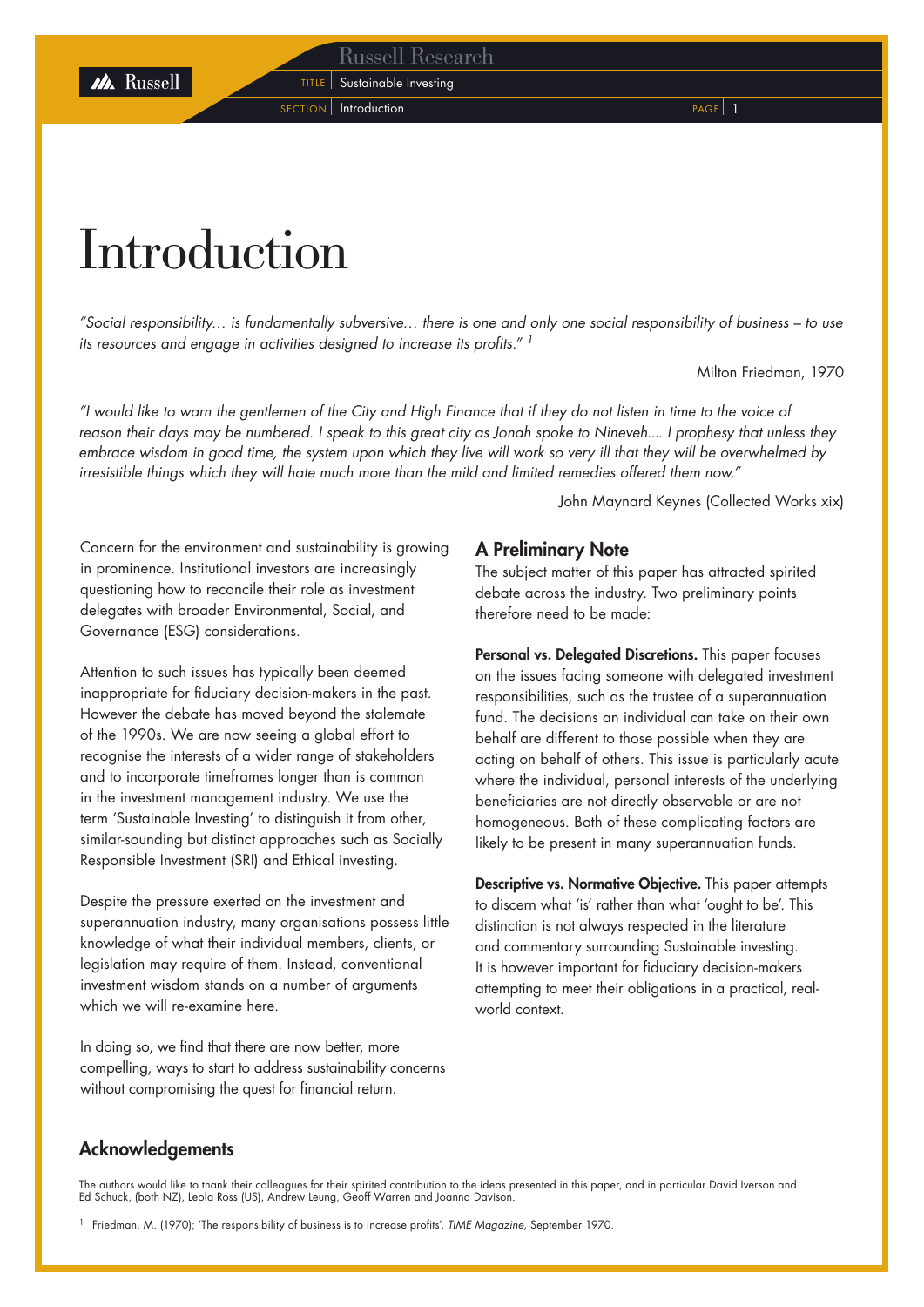# Introduction

*"Social responsibility… is fundamentally subversive… there is one and only one social responsibility of business – to use its resources and engage in activities designed to increase its profits."* [1]

Milton Friedman, 1970

*"I would like to warn the gentlemen of the City and High Finance that if they do not listen in time to the voice of reason their days may be numbered. I speak to this great city as Jonah spoke to Nineveh.... I prophesy that unless they embrace wisdom in good time, the system upon which they live will work so very ill that they will be overwhelmed by irresistible things which they will hate much more than the mild and limited remedies offered them now."*

John Maynard Keynes (Collected Works xix)

Concern for the environment and sustainability is growing in prominence. Institutional investors are increasingly questioning how to reconcile their role as investment delegates with broader Environmental, Social, and Governance (ESG) considerations.

Attention to such issues has typically been deemed inappropriate for fiduciary decision-makers in the past. However the debate has moved beyond the stalemate of the 1990s. We are now seeing a global effort to recognise the interests of a wider range of stakeholders and to incorporate timeframes longer than is common in the investment management industry. We use the term 'Sustainable Investing' to distinguish it from other, similar-sounding but distinct approaches such as Socially Responsible Investment (SRI) and Ethical investing.

Despite the pressure exerted on the investment and superannuation industry, many organisations possess little knowledge of what their individual members, clients, or legislation may require of them. Instead, conventional investment wisdom stands on a number of arguments which we will re-examine here.

In doing so, we find that there are now better, more compelling, ways to start to address sustainability concerns without compromising the quest for financial return.

## A Preliminary Note

The subject matter of this paper has attracted spirited debate across the industry. Two preliminary points therefore need to be made:

**Personal vs. Delegated Discretions.** This paper focuses on the issues facing someone with delegated investment responsibilities, such as the trustee of a superannuation fund. The decisions an individual can take on their own behalf are different to those possible when they are acting on behalf of others. This issue is particularly acute where the individual, personal interests of the underlying beneficiaries are not directly observable or are not homogeneous. Both of these complicating factors are likely to be present in many superannuation funds.

**Descriptive vs. Normative Objective.** This paper attempts to discern what 'is' rather than what 'ought to be'. This distinction is not always respected in the literature and commentary surrounding Sustainable investing. It is however important for fiduciary decision-makers attempting to meet their obligations in a practical, real-world context.

## Acknowledgements

The authors would like to thank their colleagues for their spirited contribution to the ideas presented in this paper, and in particular David Iverson and Ed Schuck, (both NZ), Leola Ross (US), Andrew Leung, Geoff Warren and Joanna Davison.

[1] Friedman, M. (1970); 'The responsibility of business is to increase profits', *TIME Magazine*, September 1970.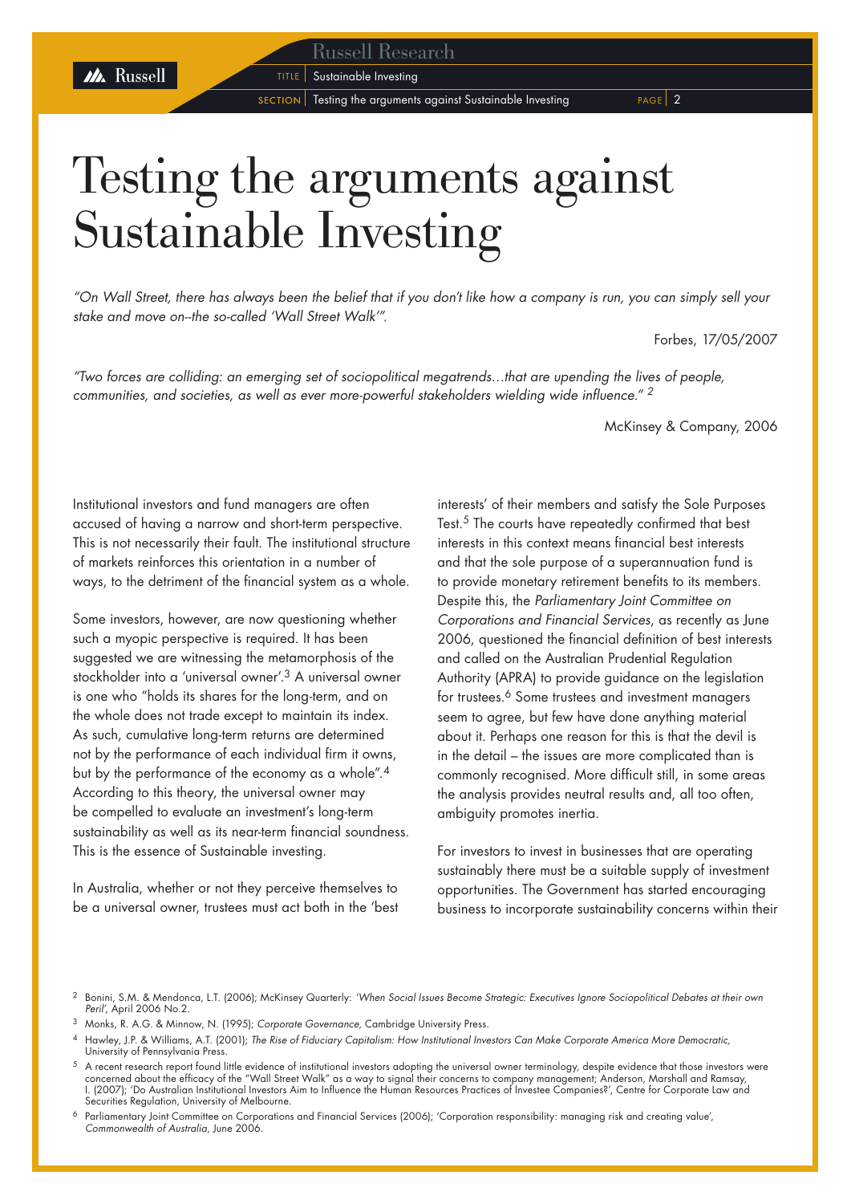# Testing the arguments against Sustainable Investing

*"On Wall Street, there has always been the belief that if you don't like how a company is run, you can simply sell your stake and move on--the so-called 'Wall Street Walk'".*

Forbes, 17/05/2007

*"Two forces are colliding: an emerging set of sociopolitical megatrends…that are upending the lives of people, communities, and societies, as well as ever more-powerful stakeholders wielding wide influence."* [2]

McKinsey & Company, 2006

Institutional investors and fund managers are often accused of having a narrow and short-term perspective. This is not necessarily their fault. The institutional structure of markets reinforces this orientation in a number of ways, to the detriment of the financial system as a whole.

Some investors, however, are now questioning whether such a myopic perspective is required. It has been suggested we are witnessing the metamorphosis of the stockholder into a 'universal owner'.[3] A universal owner is one who "holds its shares for the long-term, and on the whole does not trade except to maintain its index. As such, cumulative long-term returns are determined not by the performance of each individual firm it owns, but by the performance of the economy as a whole".[4] According to this theory, the universal owner may be compelled to evaluate an investment's long-term sustainability as well as its near-term financial soundness. This is the essence of Sustainable investing.

In Australia, whether or not they perceive themselves to be a universal owner, trustees must act both in the 'best interests' of their members and satisfy the Sole Purposes Test.[5] The courts have repeatedly confirmed that best interests in this context means financial best interests and that the sole purpose of a superannuation fund is to provide monetary retirement benefits to its members. Despite this, the *Parliamentary Joint Committee on Corporations and Financial Services*, as recently as June 2006, questioned the financial definition of best interests and called on the Australian Prudential Regulation Authority (APRA) to provide guidance on the legislation for trustees.[6] Some trustees and investment managers seem to agree, but few have done anything material about it. Perhaps one reason for this is that the devil is in the detail – the issues are more complicated than is commonly recognised. More difficult still, in some areas the analysis provides neutral results and, all too often, ambiguity promotes inertia.

For investors to invest in businesses that are operating sustainably there must be a suitable supply of investment opportunities. The Government has started encouraging business to incorporate sustainability concerns within their

---

[2] Bonini, S.M. & Mendonca, L.T. (2006); McKinsey Quarterly: *'When Social Issues Become Strategic: Executives Ignore Sociopolitical Debates at their own Peril'*, April 2006 No.2.

[3] Monks, R. A.G. & Minnow, N. (1995); *Corporate Governance*, Cambridge University Press.

[4] Hawley, J.P. & Williams, A.T. (2001); *The Rise of Fiduciary Capitalism: How Institutional Investors Can Make Corporate America More Democratic*, University of Pennsylvania Press.

[5] A recent research report found little evidence of institutional investors adopting the universal owner terminology, despite evidence that those investors were concerned about the efficacy of the "Wall Street Walk" as a way to signal their concerns to company management; Anderson, Marshall and Ramsay, I. (2007); 'Do Australian Institutional Investors Aim to Influence the Human Resources Practices of Investee Companies?', Centre for Corporate Law and Securities Regulation, University of Melbourne.

[6] Parliamentary Joint Committee on Corporations and Financial Services (2006); 'Corporation responsibility: managing risk and creating value', *Commonwealth of Australia*, June 2006.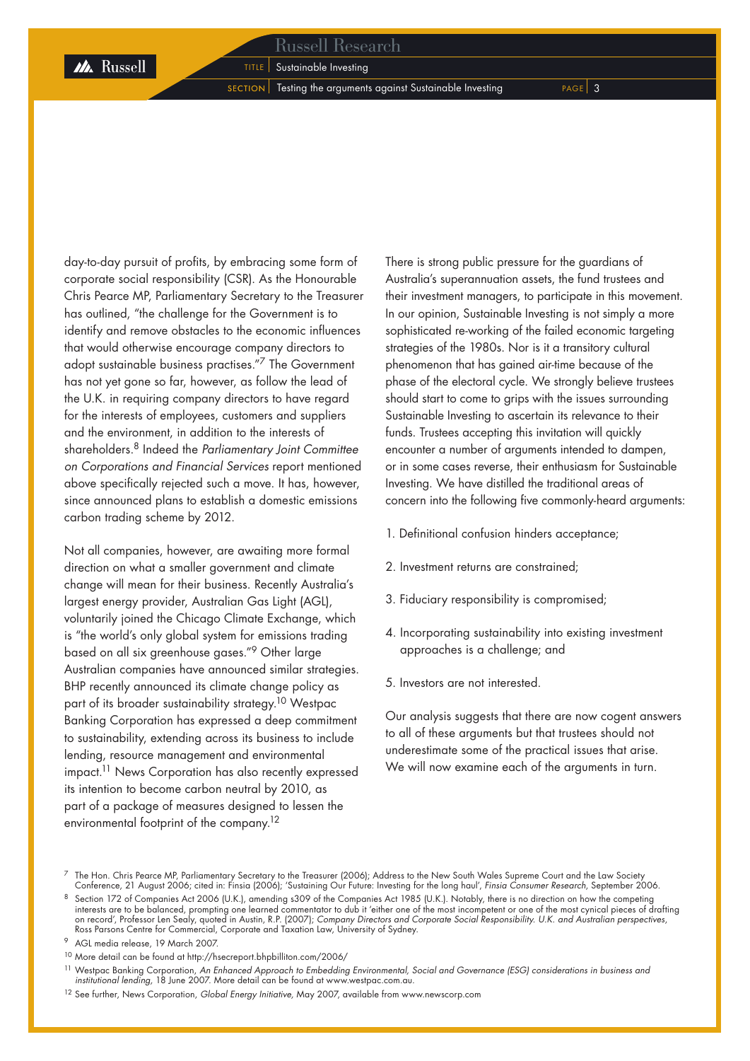day-to-day pursuit of profits, by embracing some form of corporate social responsibility (CSR). As the Honourable Chris Pearce MP, Parliamentary Secretary to the Treasurer has outlined, "the challenge for the Government is to identify and remove obstacles to the economic influences that would otherwise encourage company directors to adopt sustainable business practises."[7] The Government has not yet gone so far, however, as follow the lead of the U.K. in requiring company directors to have regard for the interests of employees, customers and suppliers and the environment, in addition to the interests of shareholders.[8] Indeed the *Parliamentary Joint Committee on Corporations and Financial Services* report mentioned above specifically rejected such a move. It has, however, since announced plans to establish a domestic emissions carbon trading scheme by 2012.

Not all companies, however, are awaiting more formal direction on what a smaller government and climate change will mean for their business. Recently Australia's largest energy provider, Australian Gas Light (AGL), voluntarily joined the Chicago Climate Exchange, which is "the world's only global system for emissions trading based on all six greenhouse gases."[9] Other large Australian companies have announced similar strategies. BHP recently announced its climate change policy as part of its broader sustainability strategy.[10] Westpac Banking Corporation has expressed a deep commitment to sustainability, extending across its business to include lending, resource management and environmental impact.[11] News Corporation has also recently expressed its intention to become carbon neutral by 2010, as part of a package of measures designed to lessen the environmental footprint of the company.[12]

There is strong public pressure for the guardians of Australia's superannuation assets, the fund trustees and their investment managers, to participate in this movement. In our opinion, Sustainable Investing is not simply a more sophisticated re-working of the failed economic targeting strategies of the 1980s. Nor is it a transitory cultural phenomenon that has gained air-time because of the phase of the electoral cycle. We strongly believe trustees should start to come to grips with the issues surrounding Sustainable Investing to ascertain its relevance to their funds. Trustees accepting this invitation will quickly encounter a number of arguments intended to dampen, or in some cases reverse, their enthusiasm for Sustainable Investing. We have distilled the traditional areas of concern into the following five commonly-heard arguments:

1. Definitional confusion hinders acceptance;
2. Investment returns are constrained;
3. Fiduciary responsibility is compromised;
4. Incorporating sustainability into existing investment approaches is a challenge; and
5. Investors are not interested.

Our analysis suggests that there are now cogent answers to all of these arguments but that trustees should not underestimate some of the practical issues that arise. We will now examine each of the arguments in turn.

---

[7] The Hon. Chris Pearce MP, Parliamentary Secretary to the Treasurer (2006); Address to the New South Wales Supreme Court and the Law Society Conference, 21 August 2006; cited in: Finsia (2006); 'Sustaining Our Future: Investing for the long haul', *Finsia Consumer Research*, September 2006.

[8] Section 172 of Companies Act 2006 (U.K.), amending s309 of the Companies Act 1985 (U.K.). Notably, there is no direction on how the competing interests are to be balanced, prompting one learned commentator to dub it 'either one of the most incompetent or one of the most cynical pieces of drafting on record', Professor Len Sealy, quoted in Austin, R.P. (2007); *Company Directors and Corporate Social Responsibility. U.K. and Australian perspectives*, Ross Parsons Centre for Commercial, Corporate and Taxation Law, University of Sydney.

[9] AGL media release, 19 March 2007.

[10] More detail can be found at http://hsecreport.bhpbilliton.com/2006/

[11] Westpac Banking Corporation, *An Enhanced Approach to Embedding Environmental, Social and Governance (ESG) considerations in business and institutional lending*, 18 June 2007. More detail can be found at www.westpac.com.au.

[12] See further, News Corporation, *Global Energy Initiative*, May 2007, available from www.newscorp.com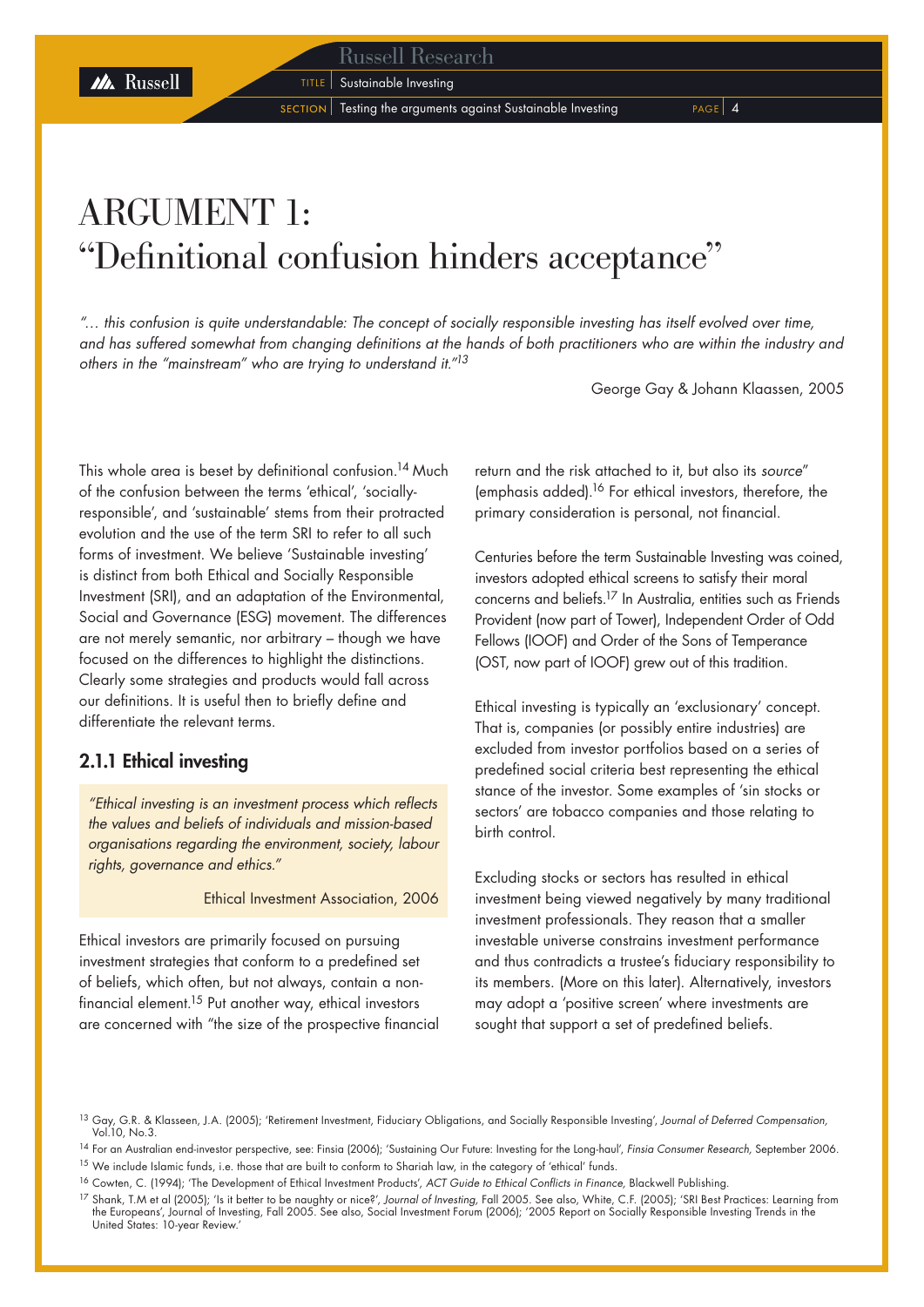# ARGUMENT 1: "Definitional confusion hinders acceptance"

*"... this confusion is quite understandable: The concept of socially responsible investing has itself evolved over time, and has suffered somewhat from changing definitions at the hands of both practitioners who are within the industry and others in the "mainstream" who are trying to understand it."*[13]

George Gay & Johann Klaassen, 2005

This whole area is beset by definitional confusion.[14] Much of the confusion between the terms 'ethical', 'socially-responsible', and 'sustainable' stems from their protracted evolution and the use of the term SRI to refer to all such forms of investment. We believe 'Sustainable investing' is distinct from both Ethical and Socially Responsible Investment (SRI), and an adaptation of the Environmental, Social and Governance (ESG) movement. The differences are not merely semantic, nor arbitrary – though we have focused on the differences to highlight the distinctions. Clearly some strategies and products would fall across our definitions. It is useful then to briefly define and differentiate the relevant terms.

## 2.1.1 Ethical investing

*"Ethical investing is an investment process which reflects the values and beliefs of individuals and mission-based organisations regarding the environment, society, labour rights, governance and ethics."*

Ethical Investment Association, 2006

Ethical investors are primarily focused on pursuing investment strategies that conform to a predefined set of beliefs, which often, but not always, contain a non-financial element.[15] Put another way, ethical investors are concerned with "the size of the prospective financial return and the risk attached to it, but also its *source*" (emphasis added).[16] For ethical investors, therefore, the primary consideration is personal, not financial.

Centuries before the term Sustainable Investing was coined, investors adopted ethical screens to satisfy their moral concerns and beliefs.[17] In Australia, entities such as Friends Provident (now part of Tower), Independent Order of Odd Fellows (IOOF) and Order of the Sons of Temperance (OST, now part of IOOF) grew out of this tradition.

Ethical investing is typically an 'exclusionary' concept. That is, companies (or possibly entire industries) are excluded from investor portfolios based on a series of predefined social criteria best representing the ethical stance of the investor. Some examples of 'sin stocks or sectors' are tobacco companies and those relating to birth control.

Excluding stocks or sectors has resulted in ethical investment being viewed negatively by many traditional investment professionals. They reason that a smaller investable universe constrains investment performance and thus contradicts a trustee's fiduciary responsibility to its members. (More on this later). Alternatively, investors may adopt a 'positive screen' where investments are sought that support a set of predefined beliefs.

---

[13] Gay, G.R. & Klasseen, J.A. (2005); 'Retirement Investment, Fiduciary Obligations, and Socially Responsible Investing', *Journal of Deferred Compensation,* Vol.10, No.3.

[14] For an Australian end-investor perspective, see: Finsia (2006); 'Sustaining Our Future: Investing for the Long-haul', *Finsia Consumer Research,* September 2006.

[15] We include Islamic funds, i.e. those that are built to conform to Shariah law, in the category of 'ethical' funds.

[16] Cowten, C. (1994); 'The Development of Ethical Investment Products', *ACT Guide to Ethical Conflicts in Finance,* Blackwell Publishing.

[17] Shank, T.M et al (2005); 'Is it better to be naughty or nice?', *Journal of Investing,* Fall 2005. See also, White, C.F. (2005); 'SRI Best Practices: Learning from the Europeans', Journal of Investing, Fall 2005. See also, Social Investment Forum (2006); '2005 Report on Socially Responsible Investing Trends in the United States: 10-year Review.'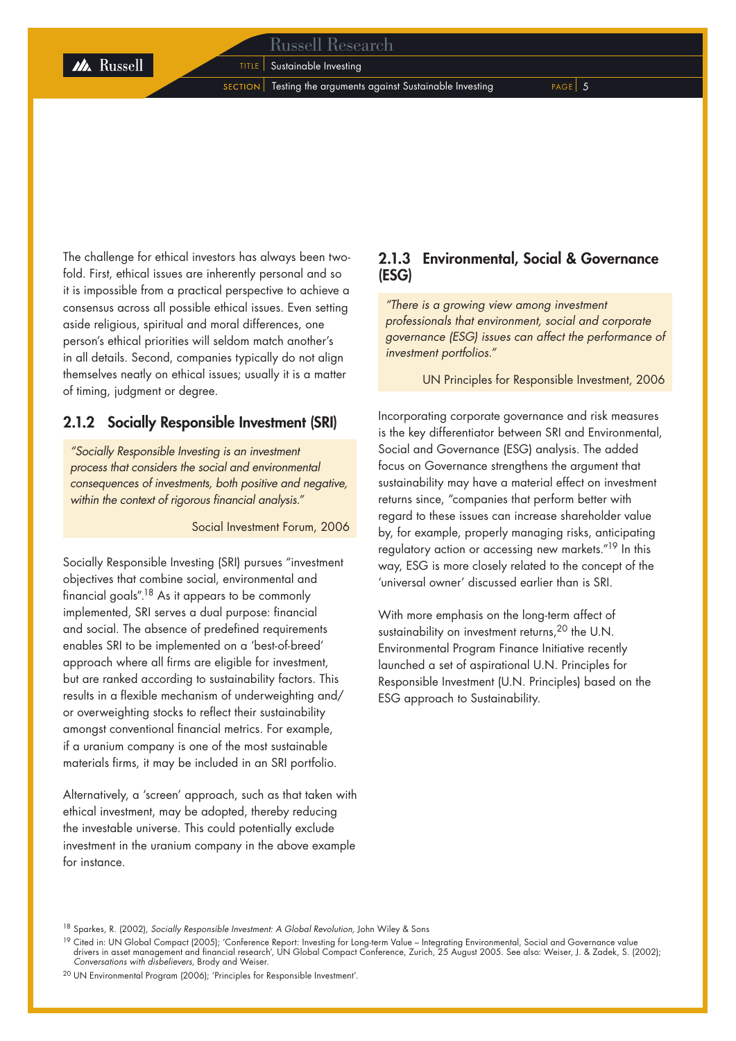The challenge for ethical investors has always been two-fold. First, ethical issues are inherently personal and so it is impossible from a practical perspective to achieve a consensus across all possible ethical issues. Even setting aside religious, spiritual and moral differences, one person's ethical priorities will seldom match another's in all details. Second, companies typically do not align themselves neatly on ethical issues; usually it is a matter of timing, judgment or degree.

### 2.1.2 Socially Responsible Investment (SRI)

> *"Socially Responsible Investing is an investment process that considers the social and environmental consequences of investments, both positive and negative, within the context of rigorous financial analysis."*
>
> Social Investment Forum, 2006

Socially Responsible Investing (SRI) pursues "investment objectives that combine social, environmental and financial goals".[18] As it appears to be commonly implemented, SRI serves a dual purpose: financial and social. The absence of predefined requirements enables SRI to be implemented on a 'best-of-breed' approach where all firms are eligible for investment, but are ranked according to sustainability factors. This results in a flexible mechanism of underweighting and/or overweighting stocks to reflect their sustainability amongst conventional financial metrics. For example, if a uranium company is one of the most sustainable materials firms, it may be included in an SRI portfolio.

Alternatively, a 'screen' approach, such as that taken with ethical investment, may be adopted, thereby reducing the investable universe. This could potentially exclude investment in the uranium company in the above example for instance.

### 2.1.3 Environmental, Social & Governance (ESG)

> *"There is a growing view among investment professionals that environment, social and corporate governance (ESG) issues can affect the performance of investment portfolios."*
>
> UN Principles for Responsible Investment, 2006

Incorporating corporate governance and risk measures is the key differentiator between SRI and Environmental, Social and Governance (ESG) analysis. The added focus on Governance strengthens the argument that sustainability may have a material effect on investment returns since, "companies that perform better with regard to these issues can increase shareholder value by, for example, properly managing risks, anticipating regulatory action or accessing new markets."[19] In this way, ESG is more closely related to the concept of the 'universal owner' discussed earlier than is SRI.

With more emphasis on the long-term affect of sustainability on investment returns,[20] the U.N. Environmental Program Finance Initiative recently launched a set of aspirational U.N. Principles for Responsible Investment (U.N. Principles) based on the ESG approach to Sustainability.

---

[18] Sparkes, R. (2002), *Socially Responsible Investment: A Global Revolution,* John Wiley & Sons

[19] Cited in: UN Global Compact (2005); 'Conference Report: Investing for Long-term Value – Integrating Environmental, Social and Governance value drivers in asset management and financial research', UN Global Compact Conference, Zurich, 25 August 2005. See also: Weiser, J. & Zadek, S. (2002); *Conversations with disbelievers,* Brody and Weiser.

[20] UN Environmental Program (2006); 'Principles for Responsible Investment'.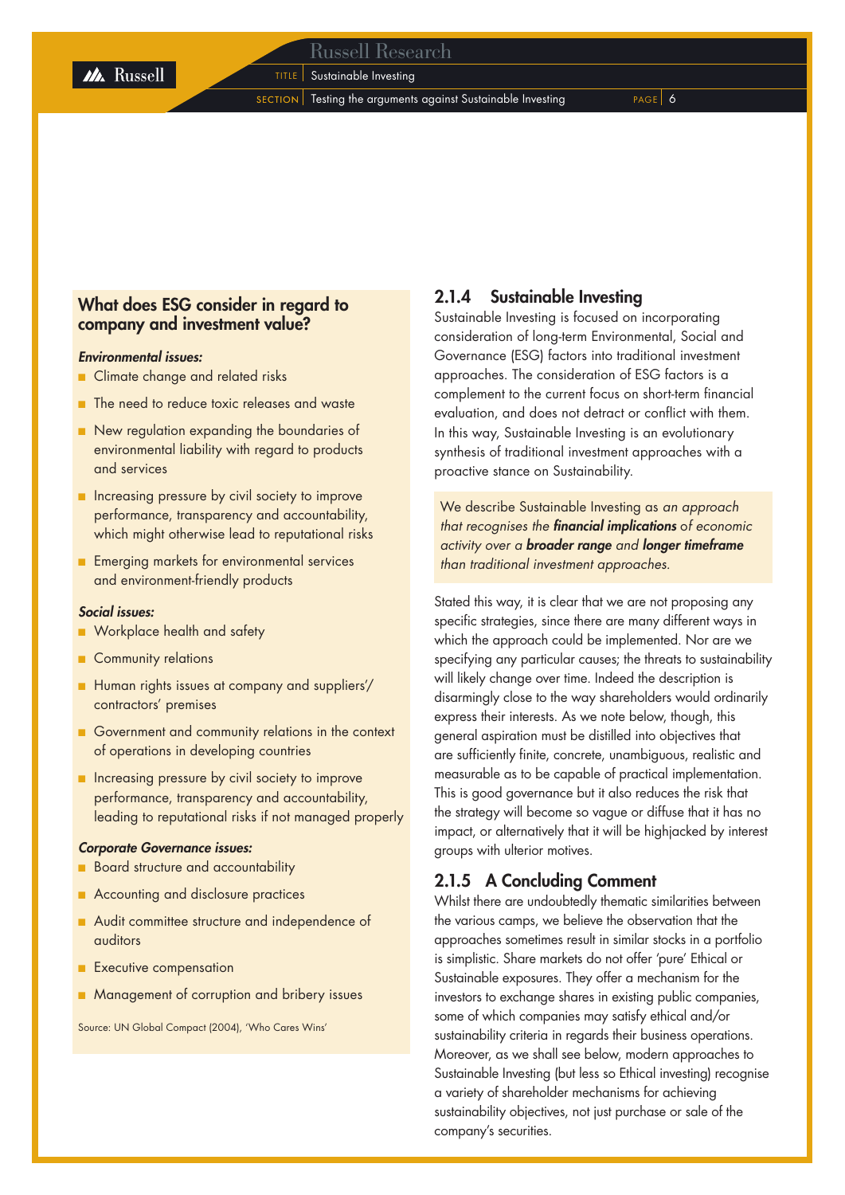### What does ESG consider in regard to company and investment value?

***Environmental issues:***

- Climate change and related risks
- The need to reduce toxic releases and waste
- New regulation expanding the boundaries of environmental liability with regard to products and services
- Increasing pressure by civil society to improve performance, transparency and accountability, which might otherwise lead to reputational risks
- Emerging markets for environmental services and environment-friendly products

***Social issues:***

- Workplace health and safety
- Community relations
- Human rights issues at company and suppliers'/contractors' premises
- Government and community relations in the context of operations in developing countries
- Increasing pressure by civil society to improve performance, transparency and accountability, leading to reputational risks if not managed properly

***Corporate Governance issues:***

- Board structure and accountability
- Accounting and disclosure practices
- Audit committee structure and independence of auditors
- Executive compensation
- Management of corruption and bribery issues

Source: UN Global Compact (2004), 'Who Cares Wins'

## 2.1.4 Sustainable Investing

Sustainable Investing is focused on incorporating consideration of long-term Environmental, Social and Governance (ESG) factors into traditional investment approaches. The consideration of ESG factors is a complement to the current focus on short-term financial evaluation, and does not detract or conflict with them. In this way, Sustainable Investing is an evolutionary synthesis of traditional investment approaches with a proactive stance on Sustainability.

> We describe Sustainable Investing as *an approach that recognises the **financial implications** of economic activity over a **broader range** and **longer timeframe** than traditional investment approaches.*

Stated this way, it is clear that we are not proposing any specific strategies, since there are many different ways in which the approach could be implemented. Nor are we specifying any particular causes; the threats to sustainability will likely change over time. Indeed the description is disarmingly close to the way shareholders would ordinarily express their interests. As we note below, though, this general aspiration must be distilled into objectives that are sufficiently finite, concrete, unambiguous, realistic and measurable as to be capable of practical implementation. This is good governance but it also reduces the risk that the strategy will become so vague or diffuse that it has no impact, or alternatively that it will be highjacked by interest groups with ulterior motives.

## 2.1.5 A Concluding Comment

Whilst there are undoubtedly thematic similarities between the various camps, we believe the observation that the approaches sometimes result in similar stocks in a portfolio is simplistic. Share markets do not offer 'pure' Ethical or Sustainable exposures. They offer a mechanism for the investors to exchange shares in existing public companies, some of which companies may satisfy ethical and/or sustainability criteria in regards their business operations. Moreover, as we shall see below, modern approaches to Sustainable Investing (but less so Ethical investing) recognise a variety of shareholder mechanisms for achieving sustainability objectives, not just purchase or sale of the company's securities.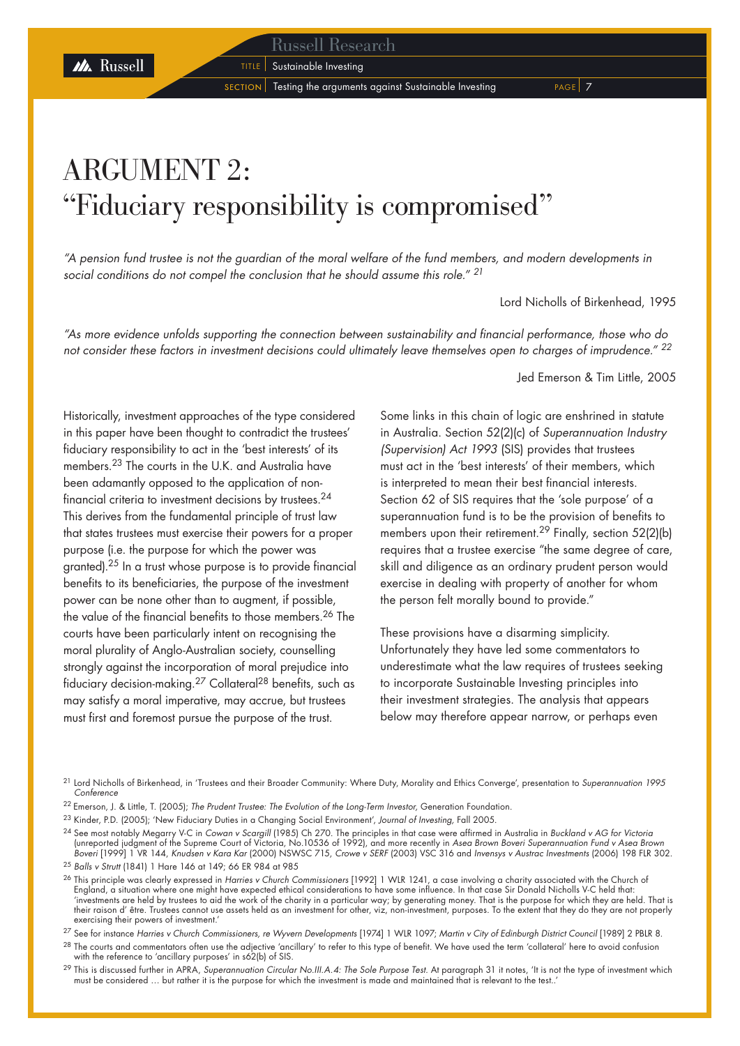# ARGUMENT 2:
# "Fiduciary responsibility is compromised"

*"A pension fund trustee is not the guardian of the moral welfare of the fund members, and modern developments in social conditions do not compel the conclusion that he should assume this role."* [21]

Lord Nicholls of Birkenhead, 1995

*"As more evidence unfolds supporting the connection between sustainability and financial performance, those who do not consider these factors in investment decisions could ultimately leave themselves open to charges of imprudence."* [22]

Jed Emerson & Tim Little, 2005

Historically, investment approaches of the type considered in this paper have been thought to contradict the trustees' fiduciary responsibility to act in the 'best interests' of its members.[23] The courts in the U.K. and Australia have been adamantly opposed to the application of non-financial criteria to investment decisions by trustees.[24] This derives from the fundamental principle of trust law that states trustees must exercise their powers for a proper purpose (i.e. the purpose for which the power was granted).[25] In a trust whose purpose is to provide financial benefits to its beneficiaries, the purpose of the investment power can be none other than to augment, if possible, the value of the financial benefits to those members.[26] The courts have been particularly intent on recognising the moral plurality of Anglo-Australian society, counselling strongly against the incorporation of moral prejudice into fiduciary decision-making.[27] Collateral[28] benefits, such as may satisfy a moral imperative, may accrue, but trustees must first and foremost pursue the purpose of the trust.

Some links in this chain of logic are enshrined in statute in Australia. Section 52(2)(c) of *Superannuation Industry (Supervision) Act 1993* (SIS) provides that trustees must act in the 'best interests' of their members, which is interpreted to mean their best financial interests. Section 62 of SIS requires that the 'sole purpose' of a superannuation fund is to be the provision of benefits to members upon their retirement.[29] Finally, section 52(2)(b) requires that a trustee exercise "the same degree of care, skill and diligence as an ordinary prudent person would exercise in dealing with property of another for whom the person felt morally bound to provide."

These provisions have a disarming simplicity. Unfortunately they have led some commentators to underestimate what the law requires of trustees seeking to incorporate Sustainable Investing principles into their investment strategies. The analysis that appears below may therefore appear narrow, or perhaps even

---

[21] Lord Nicholls of Birkenhead, in 'Trustees and their Broader Community: Where Duty, Morality and Ethics Converge', presentation to *Superannuation 1995 Conference*

[22] Emerson, J. & Little, T. (2005); *The Prudent Trustee: The Evolution of the Long-Term Investor*, Generation Foundation.

[23] Kinder, P.D. (2005); 'New Fiduciary Duties in a Changing Social Environment', *Journal of Investing*, Fall 2005.

[24] See most notably Megarry V-C in *Cowan v Scargill* (1985) Ch 270. The principles in that case were affirmed in Australia in *Buckland v AG for Victoria* (unreported judgment of the Supreme Court of Victoria, No.10536 of 1992), and more recently in *Asea Brown Boveri Superannuation Fund v Asea Brown Boveri* [1999] 1 VR 144, *Knudsen v Kara Kar* (2000) NSWSC 715, *Crowe v SERF* (2003) VSC 316 and *Invensys v Austrac Investments* (2006) 198 FLR 302.

[25] *Balls v Strutt* (1841) 1 Hare 146 at 149; 66 ER 984 at 985

[26] This principle was clearly expressed in *Harries v Church Commissioners* [1992] 1 WLR 1241, a case involving a charity associated with the Church of England, a situation where one might have expected ethical considerations to have some influence. In that case Sir Donald Nicholls V-C held that: 'investments are held by trustees to aid the work of the charity in a particular way; by generating money. That is the purpose for which they are held. That is their raison d' être. Trustees cannot use assets held as an investment for other, viz, non-investment, purposes. To the extent that they do they are not properly exercising their powers of investment.'

[27] See for instance *Harries v Church Commissioners, re Wyvern Developments* [1974] 1 WLR 1097; *Martin v City of Edinburgh District Council* [1989] 2 PBLR 8.

[28] The courts and commentators often use the adjective 'ancillary' to refer to this type of benefit. We have used the term 'collateral' here to avoid confusion with the reference to 'ancillary purposes' in s62(b) of SIS.

[29] This is discussed further in APRA, *Superannuation Circular No.III.A.4: The Sole Purpose Test*. At paragraph 31 it notes, 'It is not the type of investment which must be considered … but rather it is the purpose for which the investment is made and maintained that is relevant to the test..'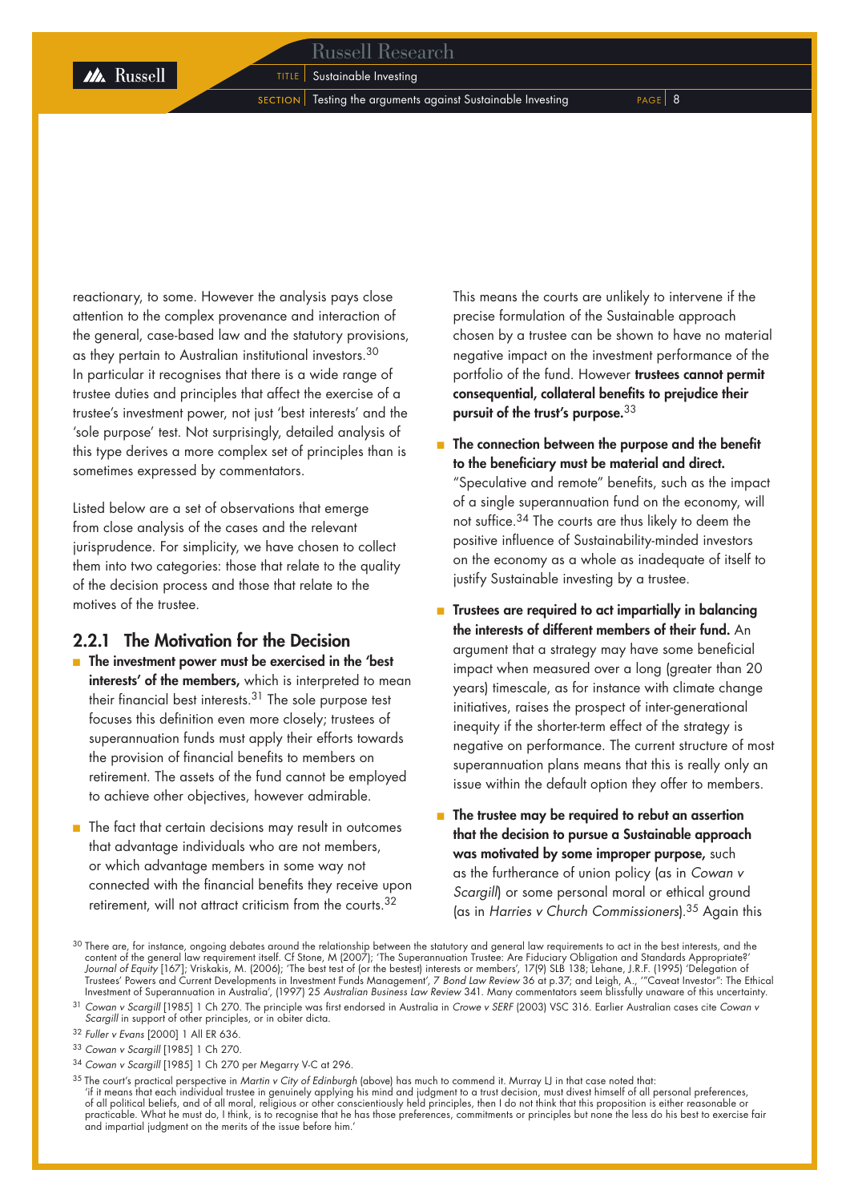reactionary, to some. However the analysis pays close attention to the complex provenance and interaction of the general, case-based law and the statutory provisions, as they pertain to Australian institutional investors.[30] In particular it recognises that there is a wide range of trustee duties and principles that affect the exercise of a trustee's investment power, not just 'best interests' and the 'sole purpose' test. Not surprisingly, detailed analysis of this type derives a more complex set of principles than is sometimes expressed by commentators.

Listed below are a set of observations that emerge from close analysis of the cases and the relevant jurisprudence. For simplicity, we have chosen to collect them into two categories: those that relate to the quality of the decision process and those that relate to the motives of the trustee.

### 2.2.1 The Motivation for the Decision

- **The investment power must be exercised in the 'best interests' of the members,** which is interpreted to mean their financial best interests.[31] The sole purpose test focuses this definition even more closely; trustees of superannuation funds must apply their efforts towards the provision of financial benefits to members on retirement. The assets of the fund cannot be employed to achieve other objectives, however admirable.
- The fact that certain decisions may result in outcomes that advantage individuals who are not members, or which advantage members in some way not connected with the financial benefits they receive upon retirement, will not attract criticism from the courts.[32] This means the courts are unlikely to intervene if the precise formulation of the Sustainable approach chosen by a trustee can be shown to have no material negative impact on the investment performance of the portfolio of the fund. However **trustees cannot permit consequential, collateral benefits to prejudice their pursuit of the trust's purpose.**[33]
- **The connection between the purpose and the benefit to the beneficiary must be material and direct.** "Speculative and remote" benefits, such as the impact of a single superannuation fund on the economy, will not suffice.[34] The courts are thus likely to deem the positive influence of Sustainability-minded investors on the economy as a whole as inadequate of itself to justify Sustainable investing by a trustee.
- **Trustees are required to act impartially in balancing the interests of different members of their fund.** An argument that a strategy may have some beneficial impact when measured over a long (greater than 20 years) timescale, as for instance with climate change initiatives, raises the prospect of inter-generational inequity if the shorter-term effect of the strategy is negative on performance. The current structure of most superannuation plans means that this is really only an issue within the default option they offer to members.
- **The trustee may be required to rebut an assertion that the decision to pursue a Sustainable approach was motivated by some improper purpose,** such as the furtherance of union policy (as in *Cowan v Scargill*) or some personal moral or ethical ground (as in *Harries v Church Commissioners*).[35] Again this

---

[30] There are, for instance, ongoing debates around the relationship between the statutory and general law requirements to act in the best interests, and the content of the general law requirement itself. Cf Stone, M (2007); 'The Superannuation Trustee: Are Fiduciary Obligation and Standards Appropriate?' *Journal of Equity* [167]; Vriskakis, M. (2006); 'The best test of (or the bestest) interests or members', 17(9) SLB 138; Lehane, J.R.F. (1995) 'Delegation of Trustees' Powers and Current Developments in Investment Funds Management', *7 Bond Law Review* 36 at p.37; and Leigh, A., '"Caveat Investor": The Ethical Investment of Superannuation in Australia', (1997) 25 *Australian Business Law Review* 341. Many commentators seem blissfully unaware of this uncertainty.

[31] *Cowan v Scargill* [1985] 1 Ch 270. The principle was first endorsed in Australia in *Crowe v SERF* (2003) VSC 316. Earlier Australian cases cite *Cowan v Scargill* in support of other principles, or in obiter dicta.

[32] *Fuller v Evans* [2000] 1 All ER 636.

[33] *Cowan v Scargill* [1985] 1 Ch 270.

[34] *Cowan v Scargill* [1985] 1 Ch 270 per Megarry V-C at 296.

[35] The court's practical perspective in *Martin v City of Edinburgh* (above) has much to commend it. Murray LJ in that case noted that: 'if it means that each individual trustee in genuinely applying his mind and judgment to a trust decision, must divest himself of all personal preferences, of all political beliefs, and of all moral, religious or other conscientiously held principles, then I do not think that this proposition is either reasonable or practicable. What he must do, I think, is to recognise that he has those preferences, commitments or principles but none the less do his best to exercise fair and impartial judgment on the merits of the issue before him.'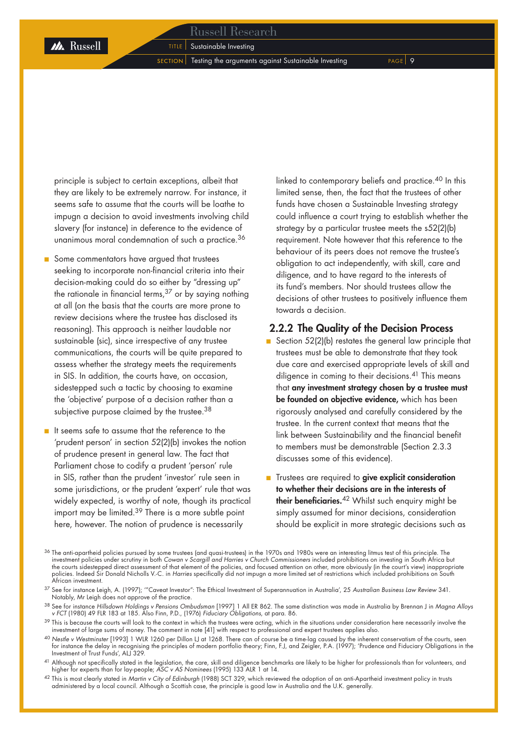principle is subject to certain exceptions, albeit that they are likely to be extremely narrow. For instance, it seems safe to assume that the courts will be loathe to impugn a decision to avoid investments involving child slavery (for instance) in deference to the evidence of unanimous moral condemnation of such a practice.[36]

- Some commentators have argued that trustees seeking to incorporate non-financial criteria into their decision-making could do so either by "dressing up" the rationale in financial terms,[37] or by saying nothing at all (on the basis that the courts are more prone to review decisions where the trustee has disclosed its reasoning). This approach is neither laudable nor sustainable (sic), since irrespective of any trustee communications, the courts will be quite prepared to assess whether the strategy meets the requirements in SIS. In addition, the courts have, on occasion, sidestepped such a tactic by choosing to examine the 'objective' purpose of a decision rather than a subjective purpose claimed by the trustee.[38]

- It seems safe to assume that the reference to the 'prudent person' in section 52(2)(b) invokes the notion of prudence present in general law. The fact that Parliament chose to codify a prudent 'person' rule in SIS, rather than the prudent 'investor' rule seen in some jurisdictions, or the prudent 'expert' rule that was widely expected, is worthy of note, though its practical import may be limited.[39] There is a more subtle point here, however. The notion of prudence is necessarily linked to contemporary beliefs and practice.[40] In this limited sense, then, the fact that the trustees of other funds have chosen a Sustainable Investing strategy could influence a court trying to establish whether the strategy by a particular trustee meets the s52(2)(b) requirement. Note however that this reference to the behaviour of its peers does not remove the trustee's obligation to act independently, with skill, care and diligence, and to have regard to the interests of its fund's members. Nor should trustees allow the decisions of other trustees to positively influence them towards a decision.

### 2.2.2 The Quality of the Decision Process

- Section 52(2)(b) restates the general law principle that trustees must be able to demonstrate that they took due care and exercised appropriate levels of skill and diligence in coming to their decisions.[41] This means that **any investment strategy chosen by a trustee must be founded on objective evidence,** which has been rigorously analysed and carefully considered by the trustee. In the current context that means that the link between Sustainability and the financial benefit to members must be demonstrable (Section 2.3.3 discusses some of this evidence).

- Trustees are required to **give explicit consideration to whether their decisions are in the interests of their beneficiaries.**[42] Whilst such enquiry might be simply assumed for minor decisions, consideration should be explicit in more strategic decisions such as

---

[36] The anti-apartheid policies pursued by some trustees (and quasi-trustees) in the 1970s and 1980s were an interesting litmus test of this principle. The investment policies under scrutiny in both *Cowan v Scargill and Harries v Church Commissioners* included prohibitions on investing in South Africa but the courts sidestepped direct assessment of that element of the policies, and focused attention on other, more obviously (in the court's view) inappropriate policies. Indeed Sir Donald Nicholls V.-C. in *Harries* specifically did not impugn a more limited set of restrictions which included prohibitions on South African investment.

[37] See for instance Leigh, A. (1997); '"Caveat Investor": The Ethical Investment of Superannuation in Australia', 25 *Australian Business Law Review* 341. Notably, Mr Leigh does not approve of the practice.

[38] See for instance *Hillsdown Holdings v Pensions Ombudsman* [1997] 1 All ER 862. The same distinction was made in Australia by Brennan J in *Magna Alloys v FCT* (1980) 49 FLR 183 at 185. Also Finn, P.D., (1976) *Fiduciary Obligations*, at para. 86.

[39] This is because the courts will look to the context in which the trustees were acting, which in the situations under consideration here necessarily involve the investment of large sums of money. The comment in note [41] with respect to professional and expert trustees applies also.

[40] *Nestle v Westminster* [1993] 1 WLR 1260 per Dillon LJ at 1268. There can of course be a time-lag caused by the inherent conservatism of the courts, seen for instance the delay in recognising the principles of modern portfolio theory; Finn, F.J, and Zeigler, P.A. (1997); 'Prudence and Fiduciary Obligations in the Investment of Trust Funds', ALJ 329.

[41] Although not specifically stated in the legislation, the care, skill and diligence benchmarks are likely to be higher for professionals than for volunteers, and higher for experts than for lay-people; *ASC v AS Nominees* (1995) 133 ALR 1 at 14.

[42] This is most clearly stated in *Martin v City of Edinburgh* (1988) SCT 329, which reviewed the adoption of an anti-Apartheid investment policy in trusts administered by a local council. Although a Scottish case, the principle is good law in Australia and the U.K. generally.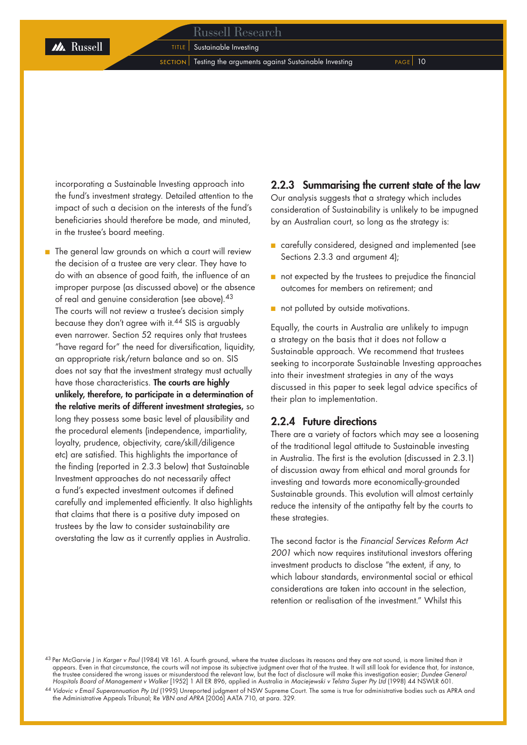incorporating a Sustainable Investing approach into the fund's investment strategy. Detailed attention to the impact of such a decision on the interests of the fund's beneficiaries should therefore be made, and minuted, in the trustee's board meeting.

- The general law grounds on which a court will review the decision of a trustee are very clear. They have to do with an absence of good faith, the influence of an improper purpose (as discussed above) or the absence of real and genuine consideration (see above).[43] The courts will not review a trustee's decision simply because they don't agree with it.[44] SIS is arguably even narrower. Section 52 requires only that trustees "have regard for" the need for diversification, liquidity, an appropriate risk/return balance and so on. SIS does not say that the investment strategy must actually have those characteristics. **The courts are highly unlikely, therefore, to participate in a determination of the relative merits of different investment strategies,** so long they possess some basic level of plausibility and the procedural elements (independence, impartiality, loyalty, prudence, objectivity, care/skill/diligence etc) are satisfied. This highlights the importance of the finding (reported in 2.3.3 below) that Sustainable Investment approaches do not necessarily affect a fund's expected investment outcomes if defined carefully and implemented efficiently. It also highlights that claims that there is a positive duty imposed on trustees by the law to consider sustainability are overstating the law as it currently applies in Australia.

### 2.2.3 Summarising the current state of the law

Our analysis suggests that a strategy which includes consideration of Sustainability is unlikely to be impugned by an Australian court, so long as the strategy is:

- carefully considered, designed and implemented (see Sections 2.3.3 and argument 4);
- not expected by the trustees to prejudice the financial outcomes for members on retirement; and
- not polluted by outside motivations.

Equally, the courts in Australia are unlikely to impugn a strategy on the basis that it does not follow a Sustainable approach. We recommend that trustees seeking to incorporate Sustainable Investing approaches into their investment strategies in any of the ways discussed in this paper to seek legal advice specifics of their plan to implementation.

### 2.2.4 Future directions

There are a variety of factors which may see a loosening of the traditional legal attitude to Sustainable investing in Australia. The first is the evolution (discussed in 2.3.1) of discussion away from ethical and moral grounds for investing and towards more economically-grounded Sustainable grounds. This evolution will almost certainly reduce the intensity of the antipathy felt by the courts to these strategies.

The second factor is the *Financial Services Reform Act 2001* which now requires institutional investors offering investment products to disclose "the extent, if any, to which labour standards, environmental social or ethical considerations are taken into account in the selection, retention or realisation of the investment." Whilst this

---

[43] Per McGarvie J in *Karger v Paul* (1984) VR 161. A fourth ground, where the trustee discloses its reasons and they are not sound, is more limited than it appears. Even in that circumstance, the courts will not impose its subjective judgment over that of the trustee. It will still look for evidence that, for instance, the trustee considered the wrong issues or misunderstood the relevant law, but the fact of disclosure will make this investigation easier; *Dundee General Hospitals Board of Management v Walker* [1952] 1 All ER 896, applied in Australia in *Maciejewski v Telstra Super Pty Ltd* (1998) 44 NSWLR 601.

[44] *Vidovic v Email Superannuation Pty Ltd* (1995) Unreported judgment of NSW Supreme Court. The same is true for administrative bodies such as APRA and the Administrative Appeals Tribunal; Re *VBN and APRA* [2006] AATA 710, at para. 329.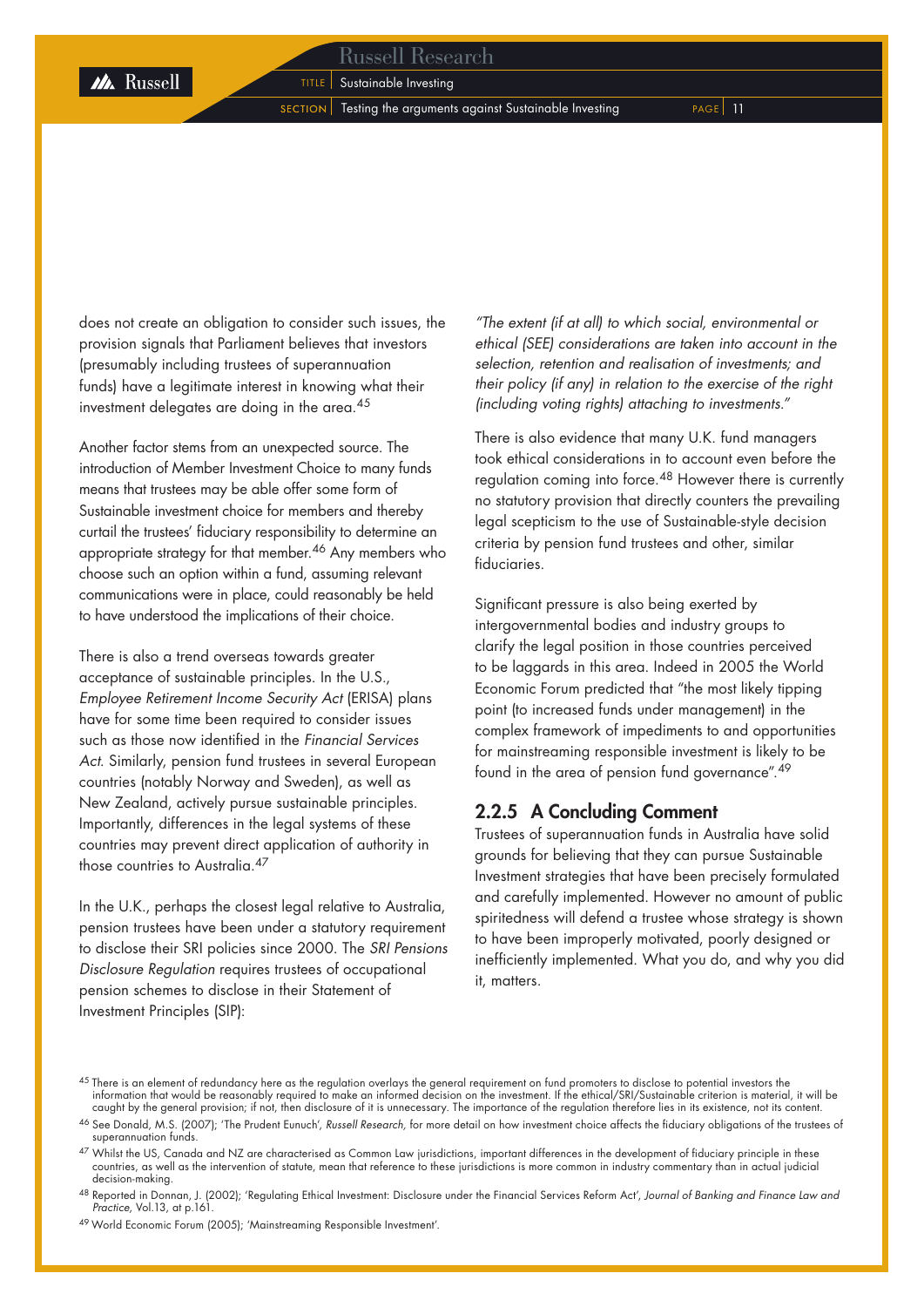does not create an obligation to consider such issues, the provision signals that Parliament believes that investors (presumably including trustees of superannuation funds) have a legitimate interest in knowing what their investment delegates are doing in the area.[45]

Another factor stems from an unexpected source. The introduction of Member Investment Choice to many funds means that trustees may be able offer some form of Sustainable investment choice for members and thereby curtail the trustees' fiduciary responsibility to determine an appropriate strategy for that member.[46] Any members who choose such an option within a fund, assuming relevant communications were in place, could reasonably be held to have understood the implications of their choice.

There is also a trend overseas towards greater acceptance of sustainable principles. In the U.S., *Employee Retirement Income Security Act* (ERISA) plans have for some time been required to consider issues such as those now identified in the *Financial Services Act*. Similarly, pension fund trustees in several European countries (notably Norway and Sweden), as well as New Zealand, actively pursue sustainable principles. Importantly, differences in the legal systems of these countries may prevent direct application of authority in those countries to Australia.[47]

In the U.K., perhaps the closest legal relative to Australia, pension trustees have been under a statutory requirement to disclose their SRI policies since 2000. The *SRI Pensions Disclosure Regulation* requires trustees of occupational pension schemes to disclose in their Statement of Investment Principles (SIP):

*"The extent (if at all) to which social, environmental or ethical (SEE) considerations are taken into account in the selection, retention and realisation of investments; and their policy (if any) in relation to the exercise of the right (including voting rights) attaching to investments."*

There is also evidence that many U.K. fund managers took ethical considerations in to account even before the regulation coming into force.[48] However there is currently no statutory provision that directly counters the prevailing legal scepticism to the use of Sustainable-style decision criteria by pension fund trustees and other, similar fiduciaries.

Significant pressure is also being exerted by intergovernmental bodies and industry groups to clarify the legal position in those countries perceived to be laggards in this area. Indeed in 2005 the World Economic Forum predicted that "the most likely tipping point (to increased funds under management) in the complex framework of impediments to and opportunities for mainstreaming responsible investment is likely to be found in the area of pension fund governance".[49]

### 2.2.5 A Concluding Comment

Trustees of superannuation funds in Australia have solid grounds for believing that they can pursue Sustainable Investment strategies that have been precisely formulated and carefully implemented. However no amount of public spiritedness will defend a trustee whose strategy is shown to have been improperly motivated, poorly designed or inefficiently implemented. What you do, and why you did it, matters.

---

[45] There is an element of redundancy here as the regulation overlays the general requirement on fund promoters to disclose to potential investors the information that would be reasonably required to make an informed decision on the investment. If the ethical/SRI/Sustainable criterion is material, it will be caught by the general provision; if not, then disclosure of it is unnecessary. The importance of the regulation therefore lies in its existence, not its content.

[46] See Donald, M.S. (2007); 'The Prudent Eunuch', *Russell Research*, for more detail on how investment choice affects the fiduciary obligations of the trustees of superannuation funds.

[47] Whilst the US, Canada and NZ are characterised as Common Law jurisdictions, important differences in the development of fiduciary principle in these countries, as well as the intervention of statute, mean that reference to these jurisdictions is more common in industry commentary than in actual judicial decision-making.

[48] Reported in Donnan, J. (2002); 'Regulating Ethical Investment: Disclosure under the Financial Services Reform Act', *Journal of Banking and Finance Law and Practice*, Vol.13, at p.161.

[49] World Economic Forum (2005); 'Mainstreaming Responsible Investment'.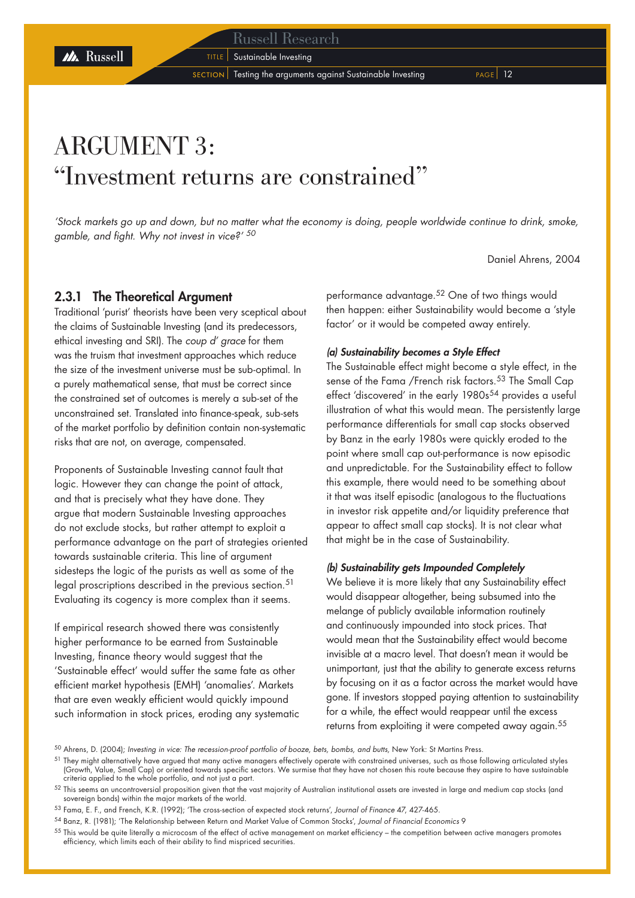# ARGUMENT 3:
# "Investment returns are constrained"

*'Stock markets go up and down, but no matter what the economy is doing, people worldwide continue to drink, smoke, gamble, and fight. Why not invest in vice?'* [50]

Daniel Ahrens, 2004

## 2.3.1 The Theoretical Argument

Traditional 'purist' theorists have been very sceptical about the claims of Sustainable Investing (and its predecessors, ethical investing and SRI). The *coup d' grace* for them was the truism that investment approaches which reduce the size of the investment universe must be sub-optimal. In a purely mathematical sense, that must be correct since the constrained set of outcomes is merely a sub-set of the unconstrained set. Translated into finance-speak, sub-sets of the market portfolio by definition contain non-systematic risks that are not, on average, compensated.

Proponents of Sustainable Investing cannot fault that logic. However they can change the point of attack, and that is precisely what they have done. They argue that modern Sustainable Investing approaches do not exclude stocks, but rather attempt to exploit a performance advantage on the part of strategies oriented towards sustainable criteria. This line of argument sidesteps the logic of the purists as well as some of the legal proscriptions described in the previous section.[51] Evaluating its cogency is more complex than it seems.

If empirical research showed there was consistently higher performance to be earned from Sustainable Investing, finance theory would suggest that the 'Sustainable effect' would suffer the same fate as other efficient market hypothesis (EMH) 'anomalies'. Markets that are even weakly efficient would quickly impound such information in stock prices, eroding any systematic performance advantage.[52] One of two things would then happen: either Sustainability would become a 'style factor' or it would be competed away entirely.

### *(a) Sustainability becomes a Style Effect*

The Sustainable effect might become a style effect, in the sense of the Fama /French risk factors.[53] The Small Cap effect 'discovered' in the early 1980s[54] provides a useful illustration of what this would mean. The persistently large performance differentials for small cap stocks observed by Banz in the early 1980s were quickly eroded to the point where small cap out-performance is now episodic and unpredictable. For the Sustainability effect to follow this example, there would need to be something about it that was itself episodic (analogous to the fluctuations in investor risk appetite and/or liquidity preference that appear to affect small cap stocks). It is not clear what that might be in the case of Sustainability.

### *(b) Sustainability gets Impounded Completely*

We believe it is more likely that any Sustainability effect would disappear altogether, being subsumed into the melange of publicly available information routinely and continuously impounded into stock prices. That would mean that the Sustainability effect would become invisible at a macro level. That doesn't mean it would be unimportant, just that the ability to generate excess returns by focusing on it as a factor across the market would have gone. If investors stopped paying attention to sustainability for a while, the effect would reappear until the excess returns from exploiting it were competed away again.[55]

---

[50] Ahrens, D. (2004); *Investing in vice: The recession-proof portfolio of booze, bets, bombs, and butts*, New York: St Martins Press.

[51] They might alternatively have argued that many active managers effectively operate with constrained universes, such as those following articulated styles (Growth, Value, Small Cap) or oriented towards specific sectors. We surmise that they have not chosen this route because they aspire to have sustainable criteria applied to the whole portfolio, and not just a part.

[52] This seems an uncontroversial proposition given that the vast majority of Australian institutional assets are invested in large and medium cap stocks (and sovereign bonds) within the major markets of the world.

[53] Fama, E. F., and French, K.R. (1992); 'The cross-section of expected stock returns', *Journal of Finance* 47, 427-465.

[54] Banz, R. (1981); 'The Relationship between Return and Market Value of Common Stocks', *Journal of Financial Economics* 9

[55] This would be quite literally a microcosm of the effect of active management on market efficiency – the competition between active managers promotes efficiency, which limits each of their ability to find mispriced securities.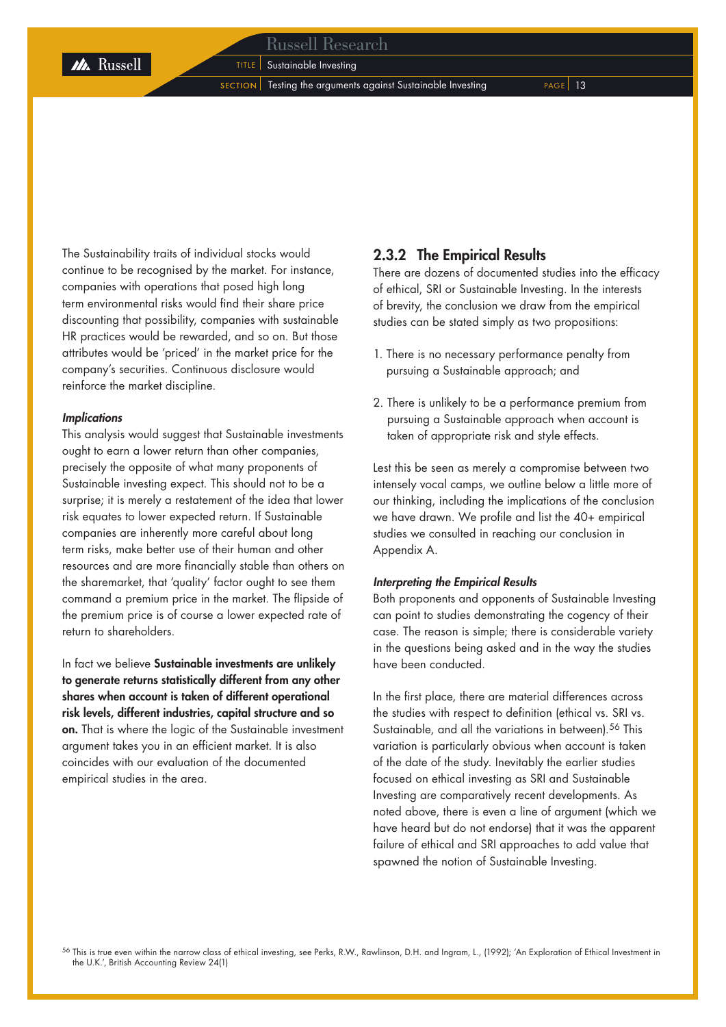The Sustainability traits of individual stocks would continue to be recognised by the market. For instance, companies with operations that posed high long term environmental risks would find their share price discounting that possibility, companies with sustainable HR practices would be rewarded, and so on. But those attributes would be 'priced' in the market price for the company's securities. Continuous disclosure would reinforce the market discipline.

***Implications***

This analysis would suggest that Sustainable investments ought to earn a lower return than other companies, precisely the opposite of what many proponents of Sustainable investing expect. This should not to be a surprise; it is merely a restatement of the idea that lower risk equates to lower expected return. If Sustainable companies are inherently more careful about long term risks, make better use of their human and other resources and are more financially stable than others on the sharemarket, that 'quality' factor ought to see them command a premium price in the market. The flipside of the premium price is of course a lower expected rate of return to shareholders.

In fact we believe **Sustainable investments are unlikely to generate returns statistically different from any other shares when account is taken of different operational risk levels, different industries, capital structure and so on.** That is where the logic of the Sustainable investment argument takes you in an efficient market. It is also coincides with our evaluation of the documented empirical studies in the area.

### 2.3.2 The Empirical Results

There are dozens of documented studies into the efficacy of ethical, SRI or Sustainable Investing. In the interests of brevity, the conclusion we draw from the empirical studies can be stated simply as two propositions:

1. There is no necessary performance penalty from pursuing a Sustainable approach; and
2. There is unlikely to be a performance premium from pursuing a Sustainable approach when account is taken of appropriate risk and style effects.

Lest this be seen as merely a compromise between two intensely vocal camps, we outline below a little more of our thinking, including the implications of the conclusion we have drawn. We profile and list the 40+ empirical studies we consulted in reaching our conclusion in Appendix A.

***Interpreting the Empirical Results***

Both proponents and opponents of Sustainable Investing can point to studies demonstrating the cogency of their case. The reason is simple; there is considerable variety in the questions being asked and in the way the studies have been conducted.

In the first place, there are material differences across the studies with respect to definition (ethical vs. SRI vs. Sustainable, and all the variations in between).[56] This variation is particularly obvious when account is taken of the date of the study. Inevitably the earlier studies focused on ethical investing as SRI and Sustainable Investing are comparatively recent developments. As noted above, there is even a line of argument (which we have heard but do not endorse) that it was the apparent failure of ethical and SRI approaches to add value that spawned the notion of Sustainable Investing.

[56] This is true even within the narrow class of ethical investing, see Perks, R.W., Rawlinson, D.H. and Ingram, L., (1992); 'An Exploration of Ethical Investment in the U.K.', British Accounting Review 24(1)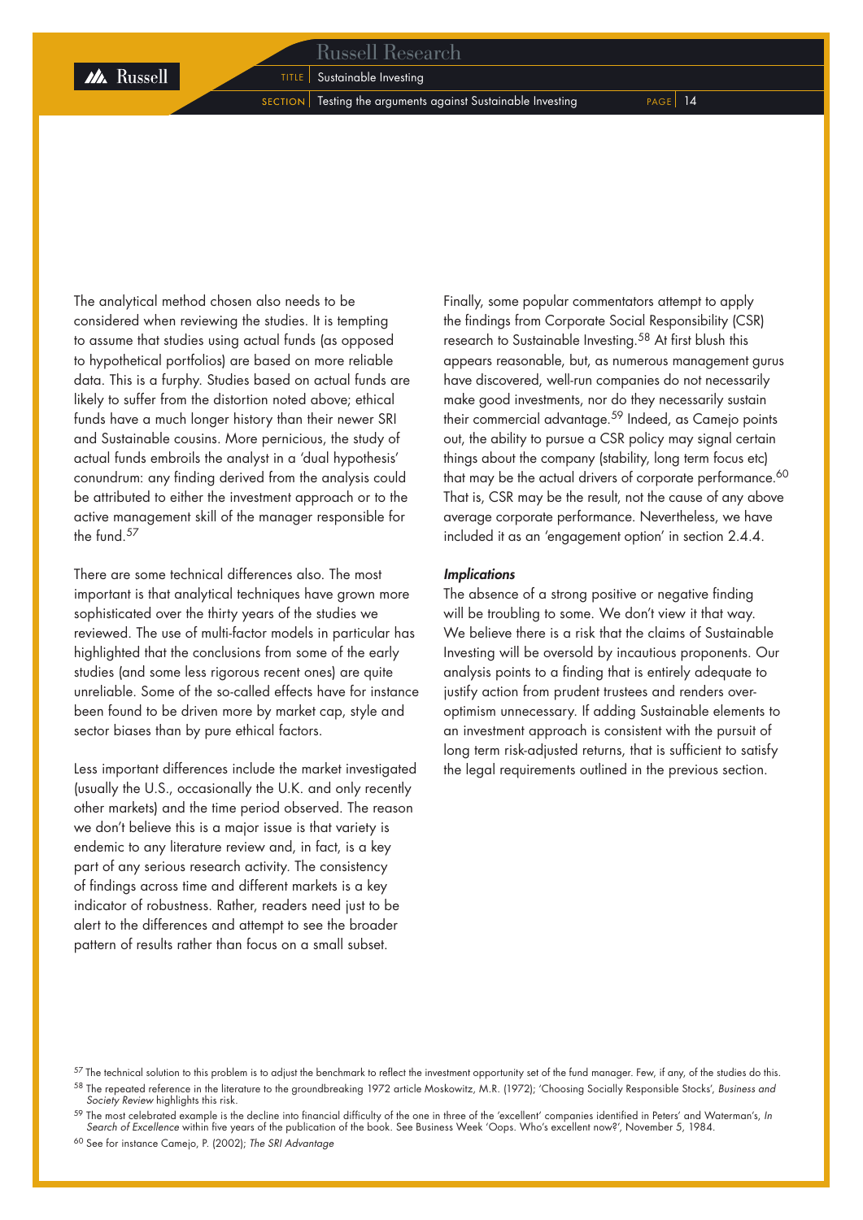The analytical method chosen also needs to be considered when reviewing the studies. It is tempting to assume that studies using actual funds (as opposed to hypothetical portfolios) are based on more reliable data. This is a furphy. Studies based on actual funds are likely to suffer from the distortion noted above; ethical funds have a much longer history than their newer SRI and Sustainable cousins. More pernicious, the study of actual funds embroils the analyst in a 'dual hypothesis' conundrum: any finding derived from the analysis could be attributed to either the investment approach or to the active management skill of the manager responsible for the fund.[57]

There are some technical differences also. The most important is that analytical techniques have grown more sophisticated over the thirty years of the studies we reviewed. The use of multi-factor models in particular has highlighted that the conclusions from some of the early studies (and some less rigorous recent ones) are quite unreliable. Some of the so-called effects have for instance been found to be driven more by market cap, style and sector biases than by pure ethical factors.

Less important differences include the market investigated (usually the U.S., occasionally the U.K. and only recently other markets) and the time period observed. The reason we don't believe this is a major issue is that variety is endemic to any literature review and, in fact, is a key part of any serious research activity. The consistency of findings across time and different markets is a key indicator of robustness. Rather, readers need just to be alert to the differences and attempt to see the broader pattern of results rather than focus on a small subset.

Finally, some popular commentators attempt to apply the findings from Corporate Social Responsibility (CSR) research to Sustainable Investing.[58] At first blush this appears reasonable, but, as numerous management gurus have discovered, well-run companies do not necessarily make good investments, nor do they necessarily sustain their commercial advantage.[59] Indeed, as Camejo points out, the ability to pursue a CSR policy may signal certain things about the company (stability, long term focus etc) that may be the actual drivers of corporate performance.[60] That is, CSR may be the result, not the cause of any above average corporate performance. Nevertheless, we have included it as an 'engagement option' in section 2.4.4.

***Implications***

The absence of a strong positive or negative finding will be troubling to some. We don't view it that way. We believe there is a risk that the claims of Sustainable Investing will be oversold by incautious proponents. Our analysis points to a finding that is entirely adequate to justify action from prudent trustees and renders over-optimism unnecessary. If adding Sustainable elements to an investment approach is consistent with the pursuit of long term risk-adjusted returns, that is sufficient to satisfy the legal requirements outlined in the previous section.

---

[57] The technical solution to this problem is to adjust the benchmark to reflect the investment opportunity set of the fund manager. Few, if any, of the studies do this.

[58] The repeated reference in the literature to the groundbreaking 1972 article Moskowitz, M.R. (1972); 'Choosing Socially Responsible Stocks', *Business and Society Review* highlights this risk.

[59] The most celebrated example is the decline into financial difficulty of the one in three of the 'excellent' companies identified in Peters' and Waterman's, *In Search of Excellence* within five years of the publication of the book. See Business Week 'Oops. Who's excellent now?', November 5, 1984.

[60] See for instance Camejo, P. (2002); *The SRI Advantage*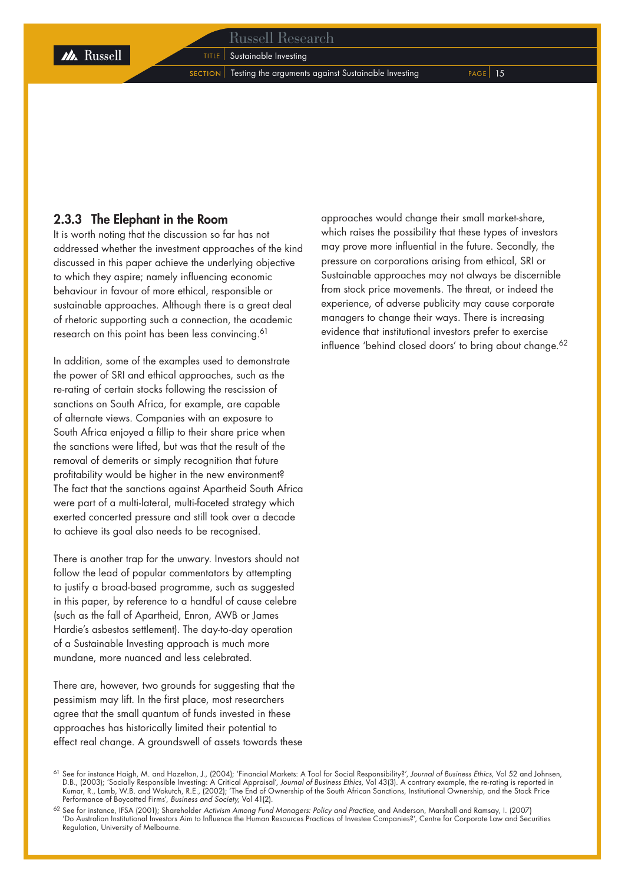### 2.3.3 The Elephant in the Room

It is worth noting that the discussion so far has not addressed whether the investment approaches of the kind discussed in this paper achieve the underlying objective to which they aspire; namely influencing economic behaviour in favour of more ethical, responsible or sustainable approaches. Although there is a great deal of rhetoric supporting such a connection, the academic research on this point has been less convincing.[61]

In addition, some of the examples used to demonstrate the power of SRI and ethical approaches, such as the re-rating of certain stocks following the rescission of sanctions on South Africa, for example, are capable of alternate views. Companies with an exposure to South Africa enjoyed a fillip to their share price when the sanctions were lifted, but was that the result of the removal of demerits or simply recognition that future profitability would be higher in the new environment? The fact that the sanctions against Apartheid South Africa were part of a multi-lateral, multi-faceted strategy which exerted concerted pressure and still took over a decade to achieve its goal also needs to be recognised.

There is another trap for the unwary. Investors should not follow the lead of popular commentators by attempting to justify a broad-based programme, such as suggested in this paper, by reference to a handful of cause celebre (such as the fall of Apartheid, Enron, AWB or James Hardie's asbestos settlement). The day-to-day operation of a Sustainable Investing approach is much more mundane, more nuanced and less celebrated.

There are, however, two grounds for suggesting that the pessimism may lift. In the first place, most researchers agree that the small quantum of funds invested in these approaches has historically limited their potential to effect real change. A groundswell of assets towards these approaches would change their small market-share, which raises the possibility that these types of investors may prove more influential in the future. Secondly, the pressure on corporations arising from ethical, SRI or Sustainable approaches may not always be discernible from stock price movements. The threat, or indeed the experience, of adverse publicity may cause corporate managers to change their ways. There is increasing evidence that institutional investors prefer to exercise influence 'behind closed doors' to bring about change.[62]

[61] See for instance Haigh, M. and Hazelton, J., (2004); 'Financial Markets: A Tool for Social Responsibility?', *Journal of Business Ethics*, Vol 52 and Johnsen, D.B., (2003); 'Socially Responsible Investing: A Critical Appraisal', *Journal of Business Ethics*, Vol 43(3). A contrary example, the re-rating is reported in Kumar, R., Lamb, W.B. and Wokutch, R.E., (2002); 'The End of Ownership of the South African Sanctions, Institutional Ownership, and the Stock Price Performance of Boycotted Firms', *Business and Society*, Vol 41(2).

[62] See for instance, IFSA (2001); Shareholder *Activism Among Fund Managers: Policy and Practice*, and Anderson, Marshall and Ramsay, I. (2007) 'Do Australian Institutional Investors Aim to Influence the Human Resources Practices of Investee Companies?', Centre for Corporate Law and Securities Regulation, University of Melbourne.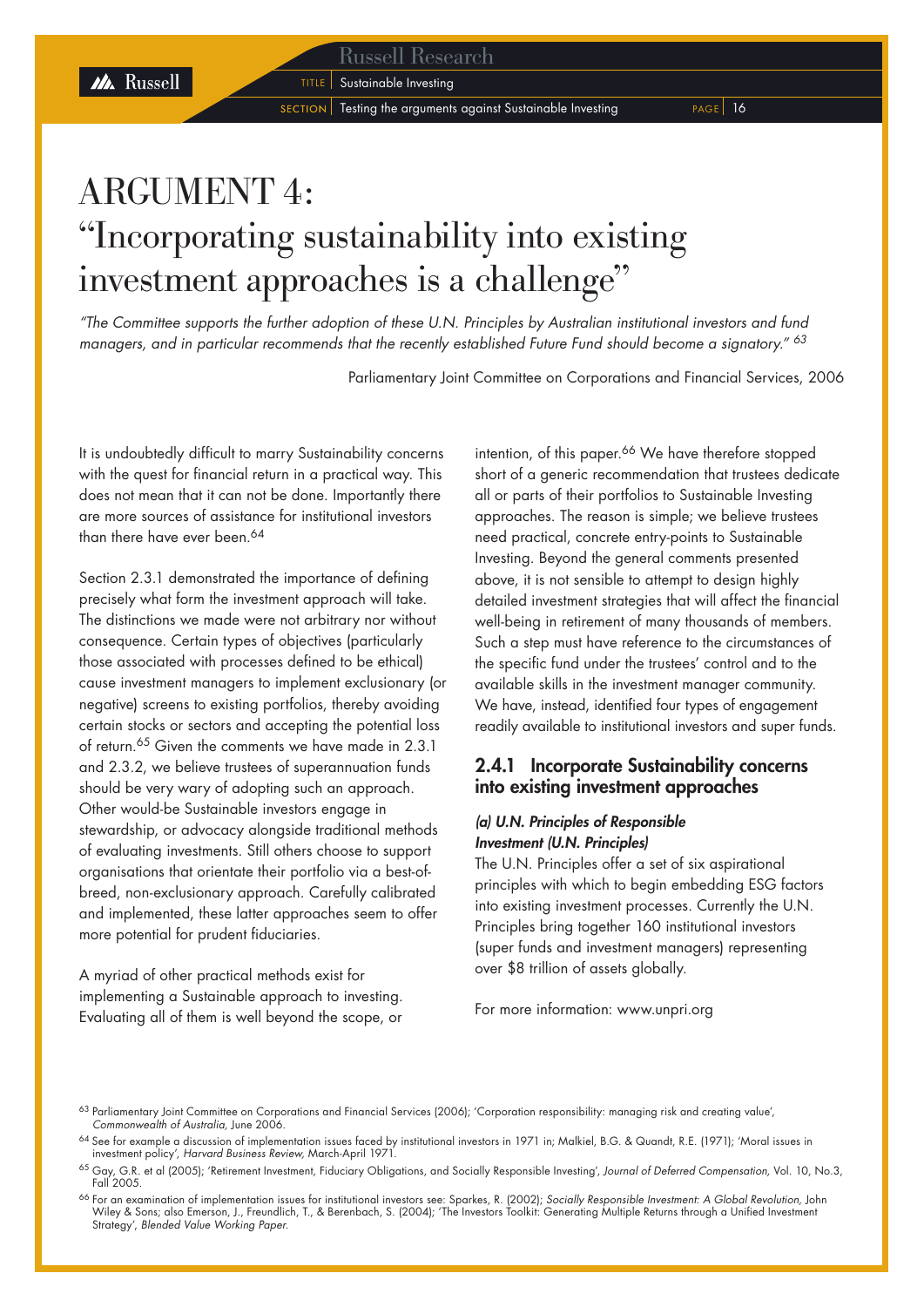# ARGUMENT 4: "Incorporating sustainability into existing investment approaches is a challenge"

*"The Committee supports the further adoption of these U.N. Principles by Australian institutional investors and fund managers, and in particular recommends that the recently established Future Fund should become a signatory."* [63]

Parliamentary Joint Committee on Corporations and Financial Services, 2006

It is undoubtedly difficult to marry Sustainability concerns with the quest for financial return in a practical way. This does not mean that it can not be done. Importantly there are more sources of assistance for institutional investors than there have ever been.[64]

Section 2.3.1 demonstrated the importance of defining precisely what form the investment approach will take. The distinctions we made were not arbitrary nor without consequence. Certain types of objectives (particularly those associated with processes defined to be ethical) cause investment managers to implement exclusionary (or negative) screens to existing portfolios, thereby avoiding certain stocks or sectors and accepting the potential loss of return.[65] Given the comments we have made in 2.3.1 and 2.3.2, we believe trustees of superannuation funds should be very wary of adopting such an approach. Other would-be Sustainable investors engage in stewardship, or advocacy alongside traditional methods of evaluating investments. Still others choose to support organisations that orientate their portfolio via a best-of-breed, non-exclusionary approach. Carefully calibrated and implemented, these latter approaches seem to offer more potential for prudent fiduciaries.

A myriad of other practical methods exist for implementing a Sustainable approach to investing. Evaluating all of them is well beyond the scope, or intention, of this paper.[66] We have therefore stopped short of a generic recommendation that trustees dedicate all or parts of their portfolios to Sustainable Investing approaches. The reason is simple; we believe trustees need practical, concrete entry-points to Sustainable Investing. Beyond the general comments presented above, it is not sensible to attempt to design highly detailed investment strategies that will affect the financial well-being in retirement of many thousands of members. Such a step must have reference to the circumstances of the specific fund under the trustees' control and to the available skills in the investment manager community. We have, instead, identified four types of engagement readily available to institutional investors and super funds.

## 2.4.1 Incorporate Sustainability concerns into existing investment approaches

### *(a) U.N. Principles of Responsible Investment (U.N. Principles)*

The U.N. Principles offer a set of six aspirational principles with which to begin embedding ESG factors into existing investment processes. Currently the U.N. Principles bring together 160 institutional investors (super funds and investment managers) representing over $8 trillion of assets globally.

For more information: www.unpri.org

---

[63] Parliamentary Joint Committee on Corporations and Financial Services (2006); 'Corporation responsibility: managing risk and creating value', *Commonwealth of Australia,* June 2006.

[64] See for example a discussion of implementation issues faced by institutional investors in 1971 in; Malkiel, B.G. & Quandt, R.E. (1971); 'Moral issues in investment policy', *Harvard Business Review,* March-April 1971.

[65] Gay, G.R. et al (2005); 'Retirement Investment, Fiduciary Obligations, and Socially Responsible Investing', *Journal of Deferred Compensation,* Vol. 10, No.3, Fall 2005.

[66] For an examination of implementation issues for institutional investors see: Sparkes, R. (2002); *Socially Responsible Investment: A Global Revolution,* John Wiley & Sons; also Emerson, J., Freundlich, T., & Berenbach, S. (2004); 'The Investors Toolkit: Generating Multiple Returns through a Unified Investment Strategy', *Blended Value Working Paper.*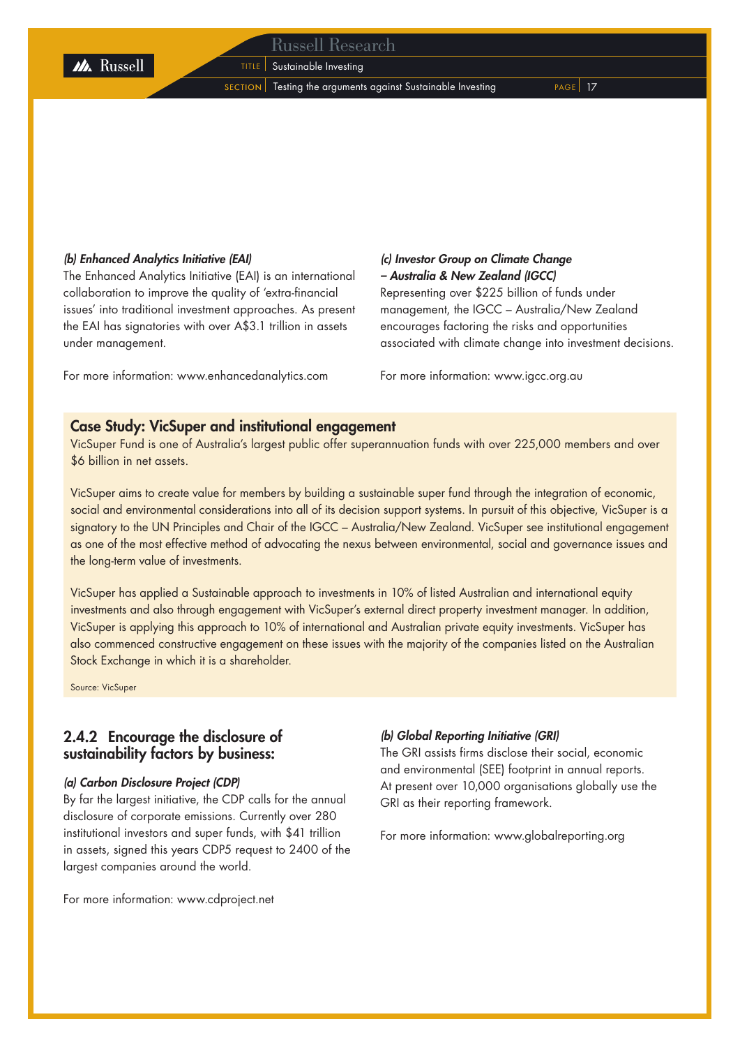*(b) Enhanced Analytics Initiative (EAI)*

The Enhanced Analytics Initiative (EAI) is an international collaboration to improve the quality of 'extra-financial issues' into traditional investment approaches. As present the EAI has signatories with over A$3.1 trillion in assets under management.

For more information: www.enhancedanalytics.com

*(c) Investor Group on Climate Change – Australia & New Zealand (IGCC)*

Representing over $225 billion of funds under management, the IGCC – Australia/New Zealand encourages factoring the risks and opportunities associated with climate change into investment decisions.

For more information: www.igcc.org.au

### Case Study: VicSuper and institutional engagement

VicSuper Fund is one of Australia's largest public offer superannuation funds with over 225,000 members and over $6 billion in net assets.

VicSuper aims to create value for members by building a sustainable super fund through the integration of economic, social and environmental considerations into all of its decision support systems. In pursuit of this objective, VicSuper is a signatory to the UN Principles and Chair of the IGCC – Australia/New Zealand. VicSuper see institutional engagement as one of the most effective method of advocating the nexus between environmental, social and governance issues and the long-term value of investments.

VicSuper has applied a Sustainable approach to investments in 10% of listed Australian and international equity investments and also through engagement with VicSuper's external direct property investment manager. In addition, VicSuper is applying this approach to 10% of international and Australian private equity investments. VicSuper has also commenced constructive engagement on these issues with the majority of the companies listed on the Australian Stock Exchange in which it is a shareholder.

Source: VicSuper

## 2.4.2 Encourage the disclosure of sustainability factors by business:

*(a) Carbon Disclosure Project (CDP)*

By far the largest initiative, the CDP calls for the annual disclosure of corporate emissions. Currently over 280 institutional investors and super funds, with $41 trillion in assets, signed this years CDP5 request to 2400 of the largest companies around the world.

For more information: www.cdproject.net

*(b) Global Reporting Initiative (GRI)*

The GRI assists firms disclose their social, economic and environmental (SEE) footprint in annual reports. At present over 10,000 organisations globally use the GRI as their reporting framework.

For more information: www.globalreporting.org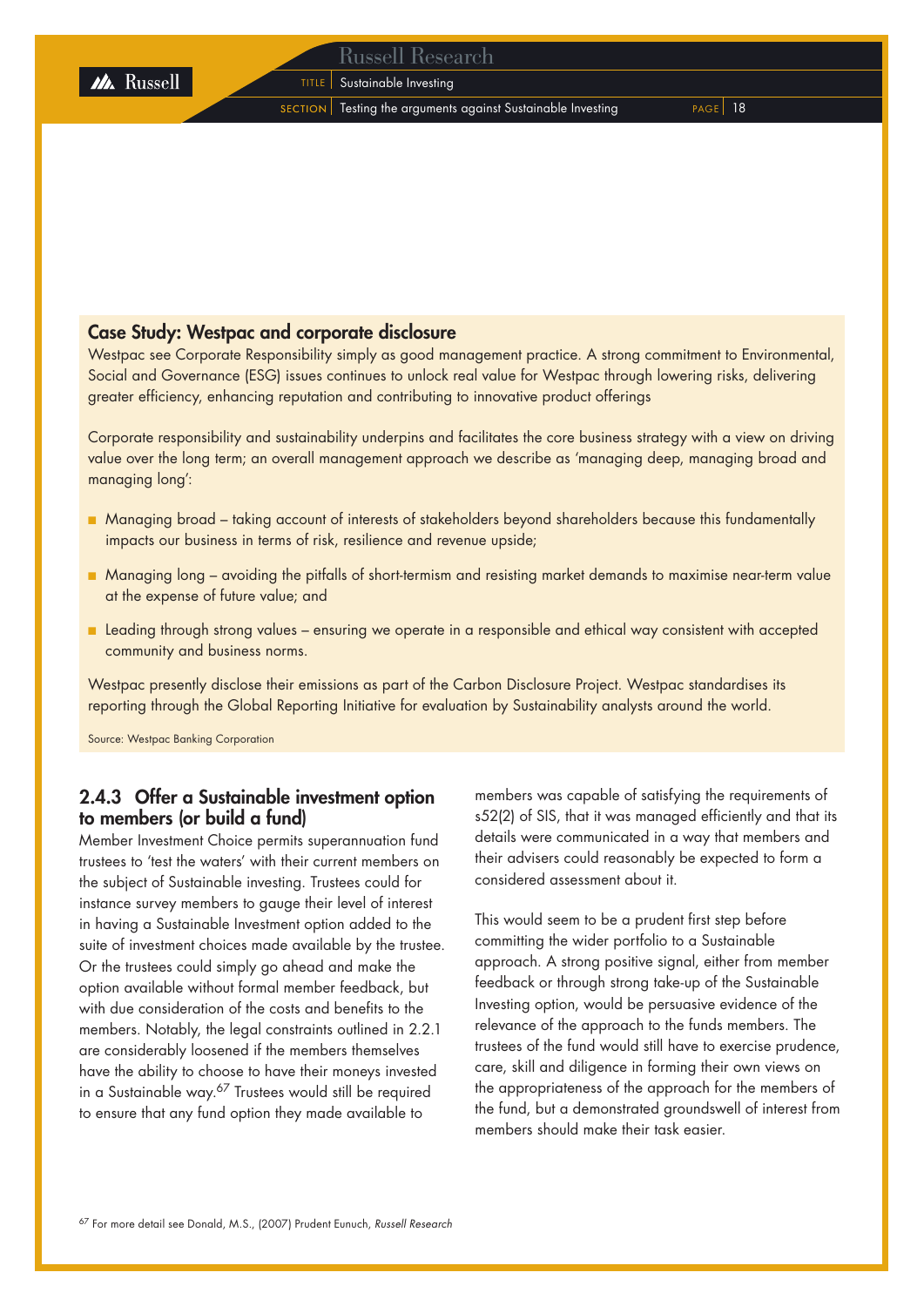### Case Study: Westpac and corporate disclosure

Westpac see Corporate Responsibility simply as good management practice. A strong commitment to Environmental, Social and Governance (ESG) issues continues to unlock real value for Westpac through lowering risks, delivering greater efficiency, enhancing reputation and contributing to innovative product offerings

Corporate responsibility and sustainability underpins and facilitates the core business strategy with a view on driving value over the long term; an overall management approach we describe as 'managing deep, managing broad and managing long':

- Managing broad – taking account of interests of stakeholders beyond shareholders because this fundamentally impacts our business in terms of risk, resilience and revenue upside;
- Managing long – avoiding the pitfalls of short-termism and resisting market demands to maximise near-term value at the expense of future value; and
- Leading through strong values – ensuring we operate in a responsible and ethical way consistent with accepted community and business norms.

Westpac presently disclose their emissions as part of the Carbon Disclosure Project. Westpac standardises its reporting through the Global Reporting Initiative for evaluation by Sustainability analysts around the world.

Source: Westpac Banking Corporation

## 2.4.3 Offer a Sustainable investment option to members (or build a fund)

Member Investment Choice permits superannuation fund trustees to 'test the waters' with their current members on the subject of Sustainable investing. Trustees could for instance survey members to gauge their level of interest in having a Sustainable Investment option added to the suite of investment choices made available by the trustee. Or the trustees could simply go ahead and make the option available without formal member feedback, but with due consideration of the costs and benefits to the members. Notably, the legal constraints outlined in 2.2.1 are considerably loosened if the members themselves have the ability to choose to have their moneys invested in a Sustainable way.[67] Trustees would still be required to ensure that any fund option they made available to members was capable of satisfying the requirements of s52(2) of SIS, that it was managed efficiently and that its details were communicated in a way that members and their advisers could reasonably be expected to form a considered assessment about it.

This would seem to be a prudent first step before committing the wider portfolio to a Sustainable approach. A strong positive signal, either from member feedback or through strong take-up of the Sustainable Investing option, would be persuasive evidence of the relevance of the approach to the funds members. The trustees of the fund would still have to exercise prudence, care, skill and diligence in forming their own views on the appropriateness of the approach for the members of the fund, but a demonstrated groundswell of interest from members should make their task easier.

[67] For more detail see Donald, M.S., (2007) Prudent Eunuch, *Russell Research*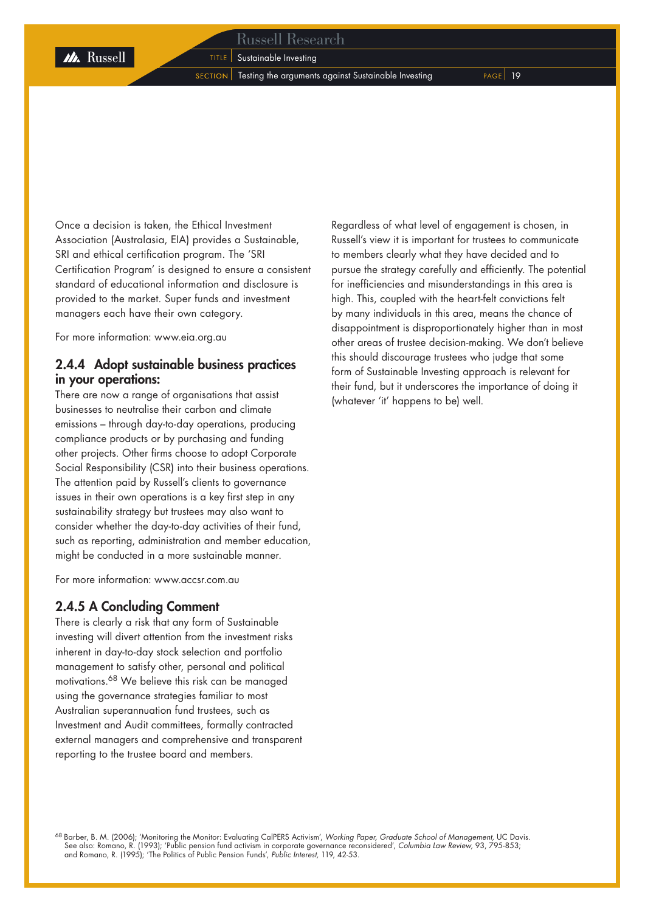Once a decision is taken, the Ethical Investment Association (Australasia, EIA) provides a Sustainable, SRI and ethical certification program. The 'SRI Certification Program' is designed to ensure a consistent standard of educational information and disclosure is provided to the market. Super funds and investment managers each have their own category.

For more information: www.eia.org.au

### 2.4.4 Adopt sustainable business practices in your operations:

There are now a range of organisations that assist businesses to neutralise their carbon and climate emissions – through day-to-day operations, producing compliance products or by purchasing and funding other projects. Other firms choose to adopt Corporate Social Responsibility (CSR) into their business operations. The attention paid by Russell's clients to governance issues in their own operations is a key first step in any sustainability strategy but trustees may also want to consider whether the day-to-day activities of their fund, such as reporting, administration and member education, might be conducted in a more sustainable manner.

For more information: www.accsr.com.au

### 2.4.5 A Concluding Comment

There is clearly a risk that any form of Sustainable investing will divert attention from the investment risks inherent in day-to-day stock selection and portfolio management to satisfy other, personal and political motivations.[68] We believe this risk can be managed using the governance strategies familiar to most Australian superannuation fund trustees, such as Investment and Audit committees, formally contracted external managers and comprehensive and transparent reporting to the trustee board and members.

Regardless of what level of engagement is chosen, in Russell's view it is important for trustees to communicate to members clearly what they have decided and to pursue the strategy carefully and efficiently. The potential for inefficiencies and misunderstandings in this area is high. This, coupled with the heart-felt convictions felt by many individuals in this area, means the chance of disappointment is disproportionately higher than in most other areas of trustee decision-making. We don't believe this should discourage trustees who judge that some form of Sustainable Investing approach is relevant for their fund, but it underscores the importance of doing it (whatever 'it' happens to be) well.

[68] Barber, B. M. (2006); 'Monitoring the Monitor: Evaluating CalPERS Activism', *Working Paper, Graduate School of Management,* UC Davis. See also: Romano, R. (1993); 'Public pension fund activism in corporate governance reconsidered', *Columbia Law Review,* 93, 795-853; and Romano, R. (1995); 'The Politics of Public Pension Funds', *Public Interest,* 119, 42-53.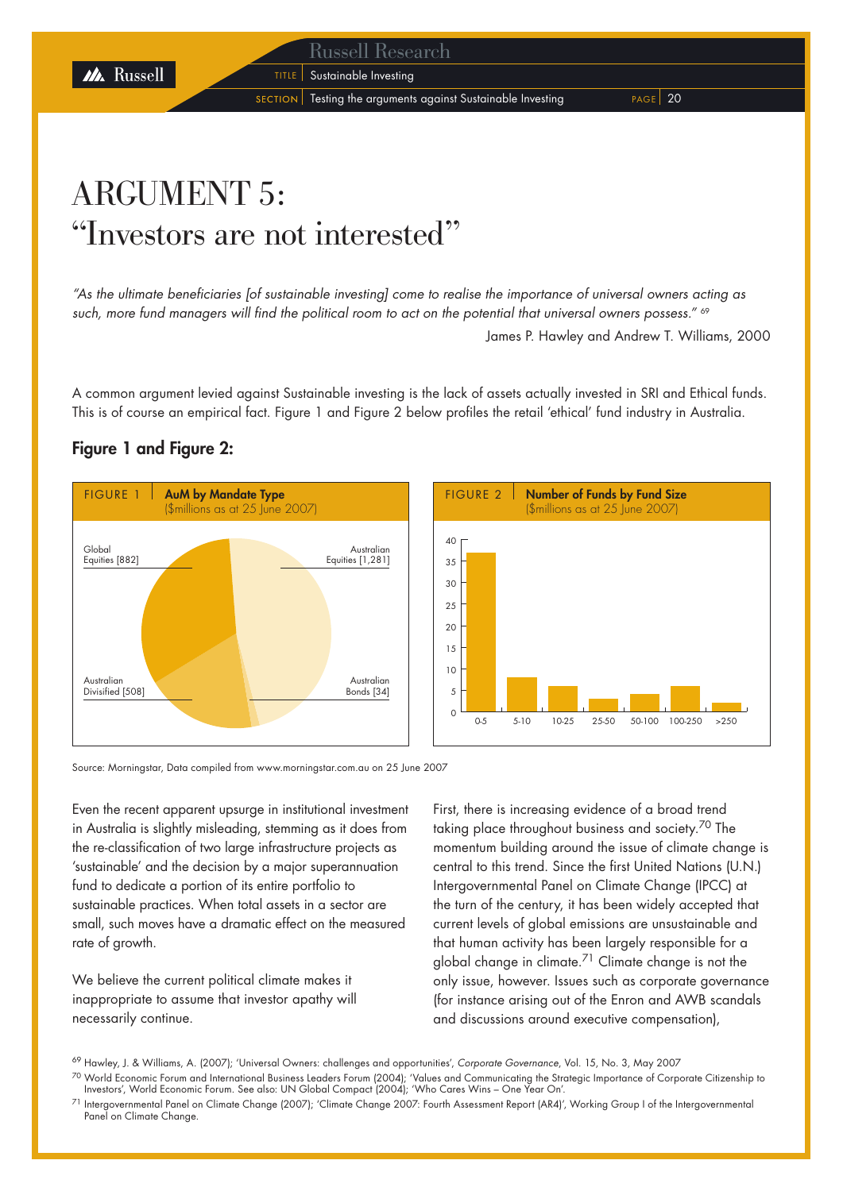# ARGUMENT 5:
# "Investors are not interested"

*"As the ultimate beneficiaries [of sustainable investing] come to realise the importance of universal owners acting as such, more fund managers will find the political room to act on the potential that universal owners possess."* [69]

James P. Hawley and Andrew T. Williams, 2000

A common argument levied against Sustainable investing is the lack of assets actually invested in SRI and Ethical funds. This is of course an empirical fact. Figure 1 and Figure 2 below profiles the retail 'ethical' fund industry in Australia.

## Figure 1 and Figure 2:

FIGURE 1 **AuM by Mandate Type** ($millions as at 25 June 2007)

| Mandate Type | AuM ($millions) |
|---|---|
| Global Equities | 882 |
| Australian Equities | 1,281 |
| Australian Divisified | 508 |
| Australian Bonds | 34 |

FIGURE 2 **Number of Funds by Fund Size** ($millions as at 25 June 2007)

| Fund Size ($millions) | Approx. Number of Funds |
|---|---|
| 0-5 | 37 |
| 5-10 | 8 |
| 10-25 | 6 |
| 25-50 | 3 |
| 50-100 | 4 |
| 100-250 | 6 |
| >250 | 2 |

Source: Morningstar, Data compiled from www.morningstar.com.au on 25 June 2007

Even the recent apparent upsurge in institutional investment in Australia is slightly misleading, stemming as it does from the re-classification of two large infrastructure projects as 'sustainable' and the decision by a major superannuation fund to dedicate a portion of its entire portfolio to sustainable practices. When total assets in a sector are small, such moves have a dramatic effect on the measured rate of growth.

We believe the current political climate makes it inappropriate to assume that investor apathy will necessarily continue.

First, there is increasing evidence of a broad trend taking place throughout business and society.[70] The momentum building around the issue of climate change is central to this trend. Since the first United Nations (U.N.) Intergovernmental Panel on Climate Change (IPCC) at the turn of the century, it has been widely accepted that current levels of global emissions are unsustainable and that human activity has been largely responsible for a global change in climate.[71] Climate change is not the only issue, however. Issues such as corporate governance (for instance arising out of the Enron and AWB scandals and discussions around executive compensation),

---

[69] Hawley, J. & Williams, A. (2007); 'Universal Owners: challenges and opportunities', *Corporate Governance*, Vol. 15, No. 3, May 2007

[70] World Economic Forum and International Business Leaders Forum (2004); 'Values and Communicating the Strategic Importance of Corporate Citizenship to Investors', World Economic Forum. See also: UN Global Compact (2004); 'Who Cares Wins – One Year On'.

[71] Intergovernmental Panel on Climate Change (2007); 'Climate Change 2007: Fourth Assessment Report (AR4)', Working Group I of the Intergovernmental Panel on Climate Change.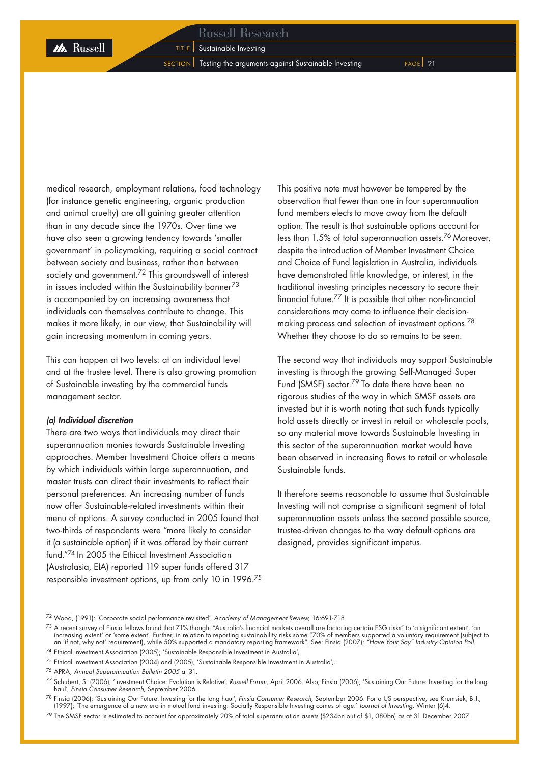medical research, employment relations, food technology (for instance genetic engineering, organic production and animal cruelty) are all gaining greater attention than in any decade since the 1970s. Over time we have also seen a growing tendency towards 'smaller government' in policymaking, requiring a social contract between society and business, rather than between society and government.[72] This groundswell of interest in issues included within the Sustainability banner[73] is accompanied by an increasing awareness that individuals can themselves contribute to change. This makes it more likely, in our view, that Sustainability will gain increasing momentum in coming years.

This can happen at two levels: at an individual level and at the trustee level. There is also growing promotion of Sustainable investing by the commercial funds management sector.

***(a) Individual discretion***

There are two ways that individuals may direct their superannuation monies towards Sustainable Investing approaches. Member Investment Choice offers a means by which individuals within large superannuation, and master trusts can direct their investments to reflect their personal preferences. An increasing number of funds now offer Sustainable-related investments within their menu of options. A survey conducted in 2005 found that two-thirds of respondents were "more likely to consider it (a sustainable option) if it was offered by their current fund."[74] In 2005 the Ethical Investment Association (Australasia, EIA) reported 119 super funds offered 317 responsible investment options, up from only 10 in 1996.[75]

This positive note must however be tempered by the observation that fewer than one in four superannuation fund members elects to move away from the default option. The result is that sustainable options account for less than 1.5% of total superannuation assets.[76] Moreover, despite the introduction of Member Investment Choice and Choice of Fund legislation in Australia, individuals have demonstrated little knowledge, or interest, in the traditional investing principles necessary to secure their financial future.[77] It is possible that other non-financial considerations may come to influence their decision-making process and selection of investment options.[78] Whether they choose to do so remains to be seen.

The second way that individuals may support Sustainable investing is through the growing Self-Managed Super Fund (SMSF) sector.[79] To date there have been no rigorous studies of the way in which SMSF assets are invested but it is worth noting that such funds typically hold assets directly or invest in retail or wholesale pools, so any material move towards Sustainable Investing in this sector of the superannuation market would have been observed in increasing flows to retail or wholesale Sustainable funds.

It therefore seems reasonable to assume that Sustainable Investing will not comprise a significant segment of total superannuation assets unless the second possible source, trustee-driven changes to the way default options are designed, provides significant impetus.

---

[72] Wood, (1991); 'Corporate social performance revisited', *Academy of Management Review,* 16:691-718

[73] A recent survey of Finsia fellows found that 71% thought "Australia's financial markets overall are factoring certain ESG risks" to 'a significant extent', 'an increasing extent' or 'some extent'. Further, in relation to reporting sustainability risks some "70% of members supported a voluntary requirement (subject to an 'if not, why not' requirement), while 50% supported a mandatory reporting framework". See: Finsia (2007); *"Have Your Say" Industry Opinion Poll.*

[74] Ethical Investment Association (2005); 'Sustainable Responsible Investment in Australia',.

[75] Ethical Investment Association (2004) and (2005); 'Sustainable Responsible Investment in Australia',.

[76] APRA, *Annual Superannuation Bulletin 2005* at 31.

[77] Schubert, S. (2006), 'Investment Choice: Evolution is Relative', *Russell Forum,* April 2006. Also, Finsia (2006); 'Sustaining Our Future: Investing for the long haul', *Finsia Consumer Research,* September 2006.

[78] Finsia (2006); 'Sustaining Our Future: Investing for the long haul', *Finsia Consumer Research,* September 2006. For a US perspective, see Krumsiek, B.J., (1997); 'The emergence of a new era in mutual fund investing: Socially Responsible Investing comes of age.' *Journal of Investing,* Winter (6)4.

[79] The SMSF sector is estimated to account for approximately 20% of total superannuation assets ($234bn out of $1, 080bn) as at 31 December 2007.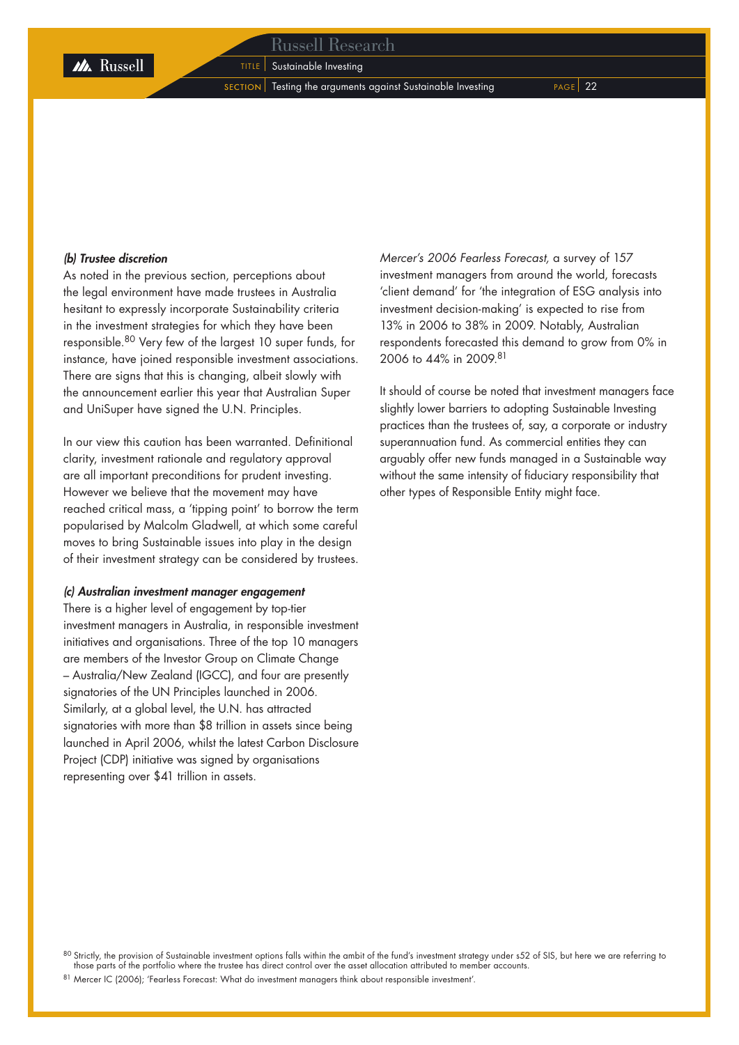### *(b) Trustee discretion*

As noted in the previous section, perceptions about the legal environment have made trustees in Australia hesitant to expressly incorporate Sustainability criteria in the investment strategies for which they have been responsible.[80] Very few of the largest 10 super funds, for instance, have joined responsible investment associations. There are signs that this is changing, albeit slowly with the announcement earlier this year that Australian Super and UniSuper have signed the U.N. Principles.

In our view this caution has been warranted. Definitional clarity, investment rationale and regulatory approval are all important preconditions for prudent investing. However we believe that the movement may have reached critical mass, a 'tipping point' to borrow the term popularised by Malcolm Gladwell, at which some careful moves to bring Sustainable issues into play in the design of their investment strategy can be considered by trustees.

### *(c) Australian investment manager engagement*

There is a higher level of engagement by top-tier investment managers in Australia, in responsible investment initiatives and organisations. Three of the top 10 managers are members of the Investor Group on Climate Change – Australia/New Zealand (IGCC), and four are presently signatories of the UN Principles launched in 2006. Similarly, at a global level, the U.N. has attracted signatories with more than $8 trillion in assets since being launched in April 2006, whilst the latest Carbon Disclosure Project (CDP) initiative was signed by organisations representing over $41 trillion in assets.

*Mercer's 2006 Fearless Forecast,* a survey of 157 investment managers from around the world, forecasts 'client demand' for 'the integration of ESG analysis into investment decision-making' is expected to rise from 13% in 2006 to 38% in 2009. Notably, Australian respondents forecasted this demand to grow from 0% in 2006 to 44% in 2009.[81]

It should of course be noted that investment managers face slightly lower barriers to adopting Sustainable Investing practices than the trustees of, say, a corporate or industry superannuation fund. As commercial entities they can arguably offer new funds managed in a Sustainable way without the same intensity of fiduciary responsibility that other types of Responsible Entity might face.

---

[80] Strictly, the provision of Sustainable investment options falls within the ambit of the fund's investment strategy under s52 of SIS, but here we are referring to those parts of the portfolio where the trustee has direct control over the asset allocation attributed to member accounts.

[81] Mercer IC (2006); 'Fearless Forecast: What do investment managers think about responsible investment'.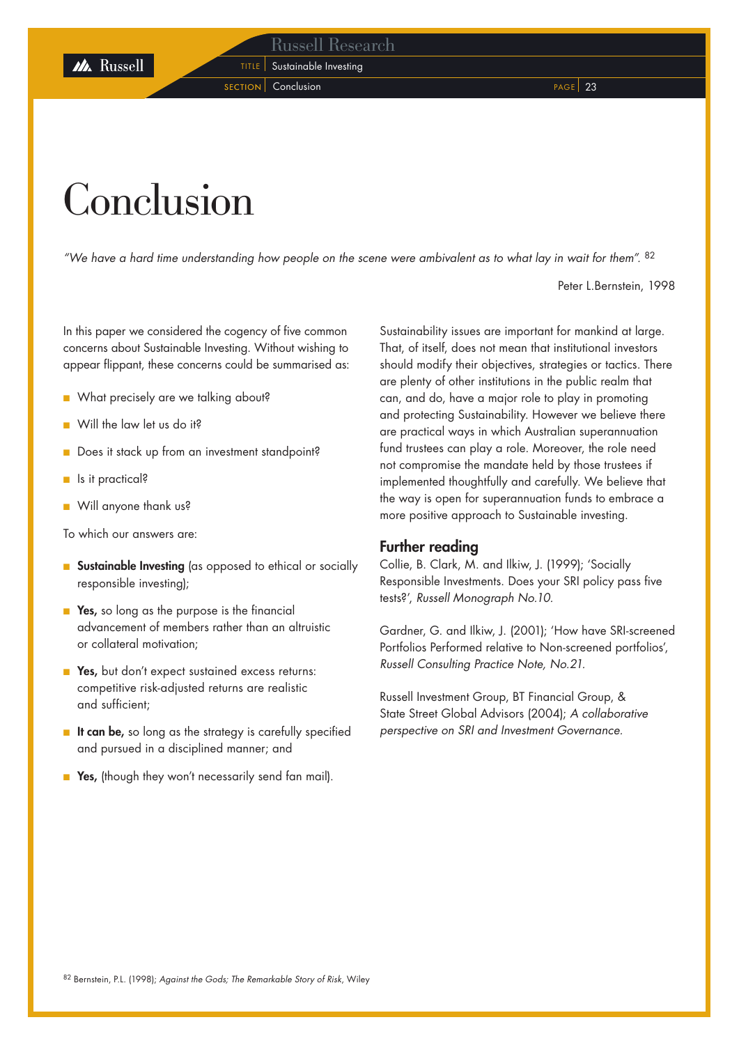# Conclusion

*"We have a hard time understanding how people on the scene were ambivalent as to what lay in wait for them".* [82]

Peter L.Bernstein, 1998

In this paper we considered the cogency of five common concerns about Sustainable Investing. Without wishing to appear flippant, these concerns could be summarised as:

- What precisely are we talking about?
- Will the law let us do it?
- Does it stack up from an investment standpoint?
- Is it practical?
- Will anyone thank us?

To which our answers are:

- **Sustainable Investing** (as opposed to ethical or socially responsible investing);
- **Yes,** so long as the purpose is the financial advancement of members rather than an altruistic or collateral motivation;
- **Yes,** but don't expect sustained excess returns: competitive risk-adjusted returns are realistic and sufficient;
- **It can be,** so long as the strategy is carefully specified and pursued in a disciplined manner; and
- **Yes,** (though they won't necessarily send fan mail).

Sustainability issues are important for mankind at large. That, of itself, does not mean that institutional investors should modify their objectives, strategies or tactics. There are plenty of other institutions in the public realm that can, and do, have a major role to play in promoting and protecting Sustainability. However we believe there are practical ways in which Australian superannuation fund trustees can play a role. Moreover, the role need not compromise the mandate held by those trustees if implemented thoughtfully and carefully. We believe that the way is open for superannuation funds to embrace a more positive approach to Sustainable investing.

## Further reading

Collie, B. Clark, M. and Ilkiw, J. (1999); 'Socially Responsible Investments. Does your SRI policy pass five tests?', *Russell Monograph No.10.*

Gardner, G. and Ilkiw, J. (2001); 'How have SRI-screened Portfolios Performed relative to Non-screened portfolios', *Russell Consulting Practice Note, No.21.*

Russell Investment Group, BT Financial Group, & State Street Global Advisors (2004); *A collaborative perspective on SRI and Investment Governance.*

[82] Bernstein, P.L. (1998); *Against the Gods; The Remarkable Story of Risk*, Wiley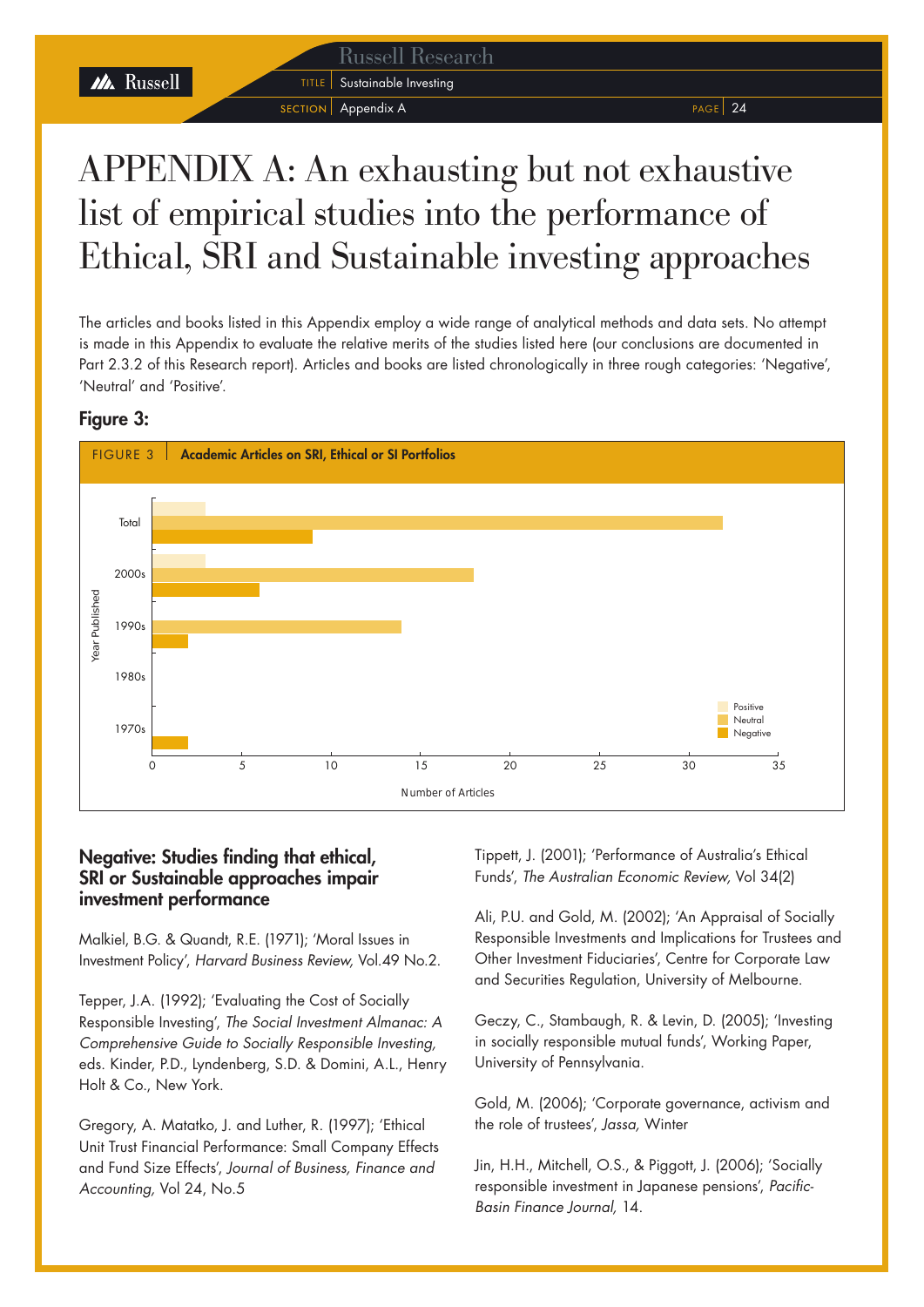# APPENDIX A: An exhausting but not exhaustive list of empirical studies into the performance of Ethical, SRI and Sustainable investing approaches

The articles and books listed in this Appendix employ a wide range of analytical methods and data sets. No attempt is made in this Appendix to evaluate the relative merits of the studies listed here (our conclusions are documented in Part 2.3.2 of this Research report). Articles and books are listed chronologically in three rough categories: 'Negative', 'Neutral' and 'Positive'.

## Figure 3:

FIGURE 3 | **Academic Articles on SRI, Ethical or SI Portfolios**

| Year Published | Positive | Neutral | Negative |
|---|---|---|---|
| Total | 3 | 32 | 9 |
| 2000s | 3 | 18 | 6 |
| 1990s | 0 | 14 | 2 |
| 1980s | 0 | 0 | 0 |
| 1970s | 0 | 0 | 2 |

Number of Articles

### Negative: Studies finding that ethical, SRI or Sustainable approaches impair investment performance

Malkiel, B.G. & Quandt, R.E. (1971); 'Moral Issues in Investment Policy', *Harvard Business Review,* Vol.49 No.2.

Tepper, J.A. (1992); 'Evaluating the Cost of Socially Responsible Investing', *The Social Investment Almanac: A Comprehensive Guide to Socially Responsible Investing,* eds. Kinder, P.D., Lyndenberg, S.D. & Domini, A.L., Henry Holt & Co., New York.

Gregory, A. Matatko, J. and Luther, R. (1997); 'Ethical Unit Trust Financial Performance: Small Company Effects and Fund Size Effects', *Journal of Business, Finance and Accounting,* Vol 24, No.5

Tippett, J. (2001); 'Performance of Australia's Ethical Funds', *The Australian Economic Review,* Vol 34(2)

Ali, P.U. and Gold, M. (2002); 'An Appraisal of Socially Responsible Investments and Implications for Trustees and Other Investment Fiduciaries', Centre for Corporate Law and Securities Regulation, University of Melbourne.

Geczy, C., Stambaugh, R. & Levin, D. (2005); 'Investing in socially responsible mutual funds', Working Paper, University of Pennsylvania.

Gold, M. (2006); 'Corporate governance, activism and the role of trustees', *Jassa,* Winter

Jin, H.H., Mitchell, O.S., & Piggott, J. (2006); 'Socially responsible investment in Japanese pensions', *Pacific-Basin Finance Journal,* 14.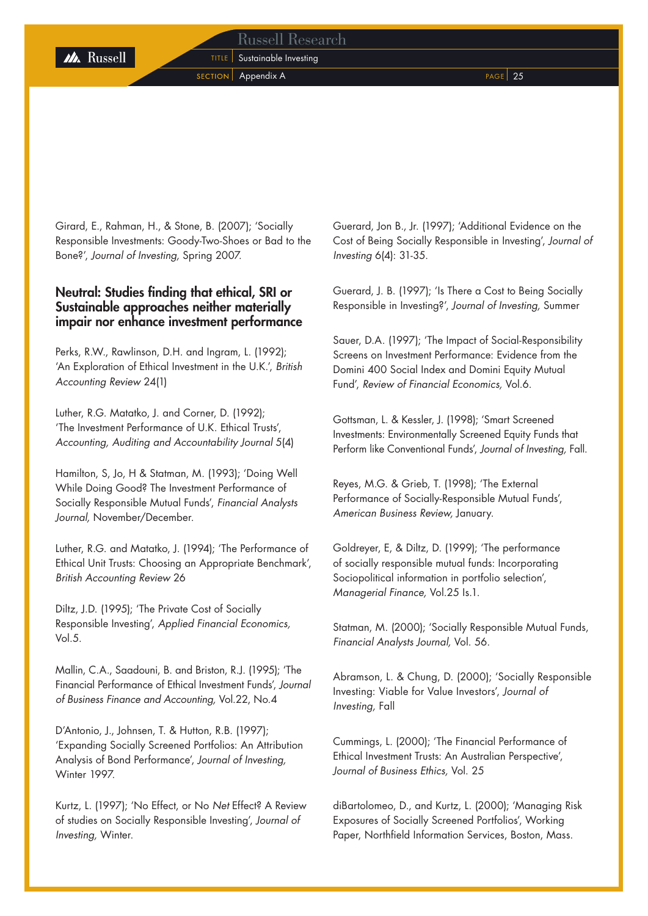Girard, E., Rahman, H., & Stone, B. (2007); 'Socially Responsible Investments: Goody-Two-Shoes or Bad to the Bone?', *Journal of Investing,* Spring 2007.

### Neutral: Studies finding that ethical, SRI or Sustainable approaches neither materially impair nor enhance investment performance

Perks, R.W., Rawlinson, D.H. and Ingram, L. (1992); 'An Exploration of Ethical Investment in the U.K.', *British Accounting Review* 24(1)

Luther, R.G. Matatko, J. and Corner, D. (1992); 'The Investment Performance of U.K. Ethical Trusts', *Accounting, Auditing and Accountability Journal* 5(4)

Hamilton, S, Jo, H & Statman, M. (1993); 'Doing Well While Doing Good? The Investment Performance of Socially Responsible Mutual Funds', *Financial Analysts Journal,* November/December.

Luther, R.G. and Matatko, J. (1994); 'The Performance of Ethical Unit Trusts: Choosing an Appropriate Benchmark', *British Accounting Review* 26

Diltz, J.D. (1995); 'The Private Cost of Socially Responsible Investing', *Applied Financial Economics,* Vol.5.

Mallin, C.A., Saadouni, B. and Briston, R.J. (1995); 'The Financial Performance of Ethical Investment Funds', *Journal of Business Finance and Accounting,* Vol.22, No.4

D'Antonio, J., Johnsen, T. & Hutton, R.B. (1997); 'Expanding Socially Screened Portfolios: An Attribution Analysis of Bond Performance', *Journal of Investing,* Winter 1997.

Kurtz, L. (1997); 'No Effect, or No *Net* Effect? A Review of studies on Socially Responsible Investing', *Journal of Investing,* Winter.

Guerard, Jon B., Jr. (1997); 'Additional Evidence on the Cost of Being Socially Responsible in Investing', *Journal of Investing* 6(4): 31-35.

Guerard, J. B. (1997); 'Is There a Cost to Being Socially Responsible in Investing?', *Journal of Investing,* Summer

Sauer, D.A. (1997); 'The Impact of Social-Responsibility Screens on Investment Performance: Evidence from the Domini 400 Social Index and Domini Equity Mutual Fund', *Review of Financial Economics,* Vol.6.

Gottsman, L. & Kessler, J. (1998); 'Smart Screened Investments: Environmentally Screened Equity Funds that Perform like Conventional Funds', *Journal of Investing,* Fall.

Reyes, M.G. & Grieb, T. (1998); 'The External Performance of Socially-Responsible Mutual Funds', *American Business Review,* January.

Goldreyer, E, & Diltz, D. (1999); 'The performance of socially responsible mutual funds: Incorporating Sociopolitical information in portfolio selection', *Managerial Finance,* Vol.25 Is.1.

Statman, M. (2000); 'Socially Responsible Mutual Funds, *Financial Analysts Journal,* Vol. 56.

Abramson, L. & Chung, D. (2000); 'Socially Responsible Investing: Viable for Value Investors', *Journal of Investing,* Fall

Cummings, L. (2000); 'The Financial Performance of Ethical Investment Trusts: An Australian Perspective', *Journal of Business Ethics,* Vol. 25

diBartolomeo, D., and Kurtz, L. (2000); 'Managing Risk Exposures of Socially Screened Portfolios', Working Paper, Northfield Information Services, Boston, Mass.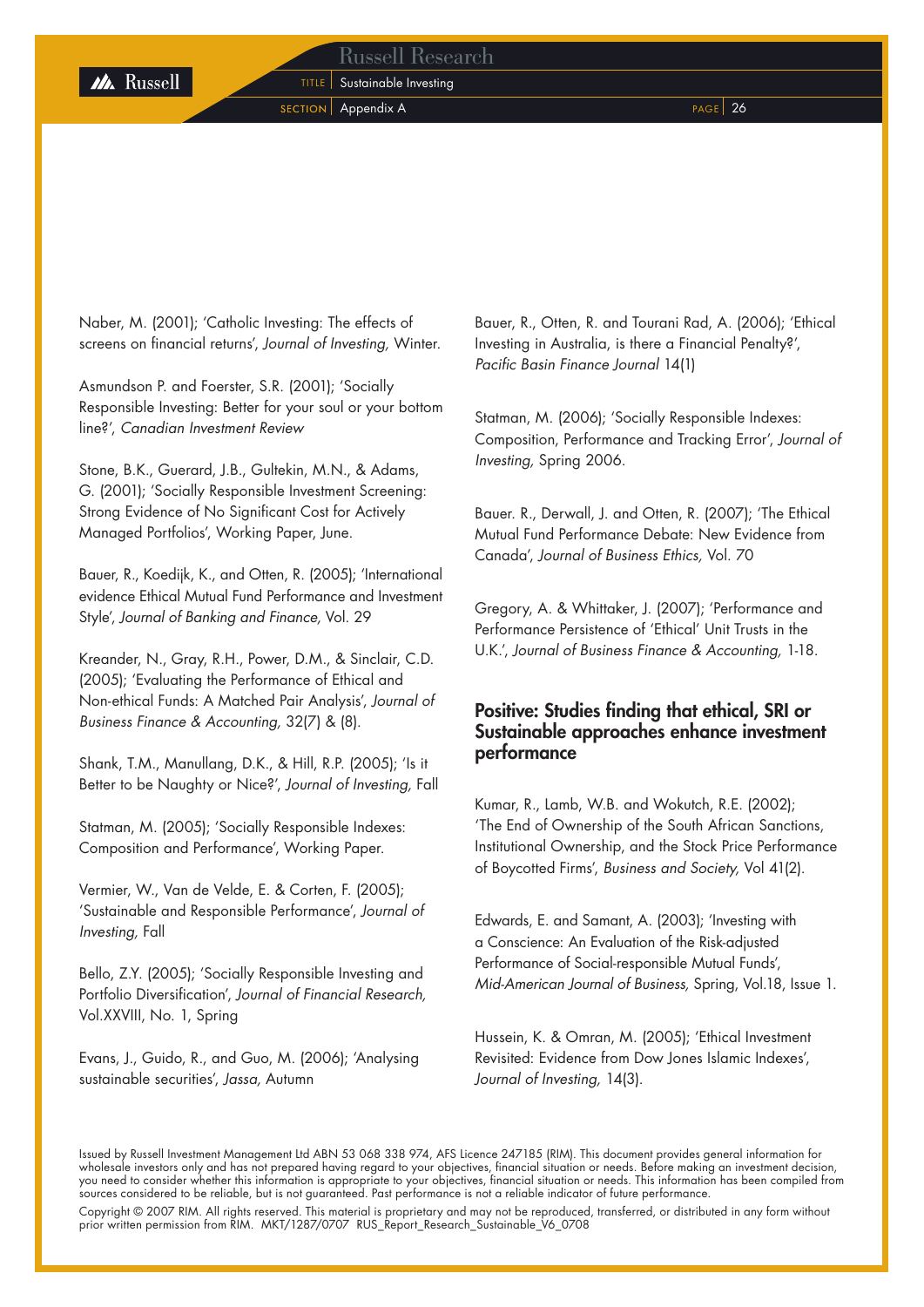Naber, M. (2001); 'Catholic Investing: The effects of screens on financial returns', *Journal of Investing,* Winter.

Asmundson P. and Foerster, S.R. (2001); 'Socially Responsible Investing: Better for your soul or your bottom line?', *Canadian Investment Review*

Stone, B.K., Guerard, J.B., Gultekin, M.N., & Adams, G. (2001); 'Socially Responsible Investment Screening: Strong Evidence of No Significant Cost for Actively Managed Portfolios', Working Paper, June.

Bauer, R., Koedijk, K., and Otten, R. (2005); 'International evidence Ethical Mutual Fund Performance and Investment Style', *Journal of Banking and Finance,* Vol. 29

Kreander, N., Gray, R.H., Power, D.M., & Sinclair, C.D. (2005); 'Evaluating the Performance of Ethical and Non-ethical Funds: A Matched Pair Analysis', *Journal of Business Finance & Accounting,* 32(7) & (8).

Shank, T.M., Manullang, D.K., & Hill, R.P. (2005); 'Is it Better to be Naughty or Nice?', *Journal of Investing,* Fall

Statman, M. (2005); 'Socially Responsible Indexes: Composition and Performance', Working Paper.

Vermier, W., Van de Velde, E. & Corten, F. (2005); 'Sustainable and Responsible Performance', *Journal of Investing,* Fall

Bello, Z.Y. (2005); 'Socially Responsible Investing and Portfolio Diversification', *Journal of Financial Research,* Vol.XXVIII, No. 1, Spring

Evans, J., Guido, R., and Guo, M. (2006); 'Analysing sustainable securities', *Jassa,* Autumn

Bauer, R., Otten, R. and Tourani Rad, A. (2006); 'Ethical Investing in Australia, is there a Financial Penalty?', *Pacific Basin Finance Journal* 14(1)

Statman, M. (2006); 'Socially Responsible Indexes: Composition, Performance and Tracking Error', *Journal of Investing,* Spring 2006.

Bauer. R., Derwall, J. and Otten, R. (2007); 'The Ethical Mutual Fund Performance Debate: New Evidence from Canada', *Journal of Business Ethics,* Vol. 70

Gregory, A. & Whittaker, J. (2007); 'Performance and Performance Persistence of 'Ethical' Unit Trusts in the U.K.', *Journal of Business Finance & Accounting,* 1-18.

## Positive: Studies finding that ethical, SRI or Sustainable approaches enhance investment performance

Kumar, R., Lamb, W.B. and Wokutch, R.E. (2002); 'The End of Ownership of the South African Sanctions, Institutional Ownership, and the Stock Price Performance of Boycotted Firms', *Business and Society,* Vol 41(2).

Edwards, E. and Samant, A. (2003); 'Investing with a Conscience: An Evaluation of the Risk-adjusted Performance of Social-responsible Mutual Funds', *Mid-American Journal of Business,* Spring, Vol.18, Issue 1.

Hussein, K. & Omran, M. (2005); 'Ethical Investment Revisited: Evidence from Dow Jones Islamic Indexes', *Journal of Investing,* 14(3).

Issued by Russell Investment Management Ltd ABN 53 068 338 974, AFS Licence 247185 (RIM). This document provides general information for wholesale investors only and has not prepared having regard to your objectives, financial situation or needs. Before making an investment decision, you need to consider whether this information is appropriate to your objectives, financial situation or needs. This information has been compiled from sources considered to be reliable, but is not guaranteed. Past performance is not a reliable indicator of future performance.

Copyright © 2007 RIM. All rights reserved. This material is proprietary and may not be reproduced, transferred, or distributed in any form without prior written permission from RIM. MKT/1287/0707 RUS_Report_Research_Sustainable_V6_0708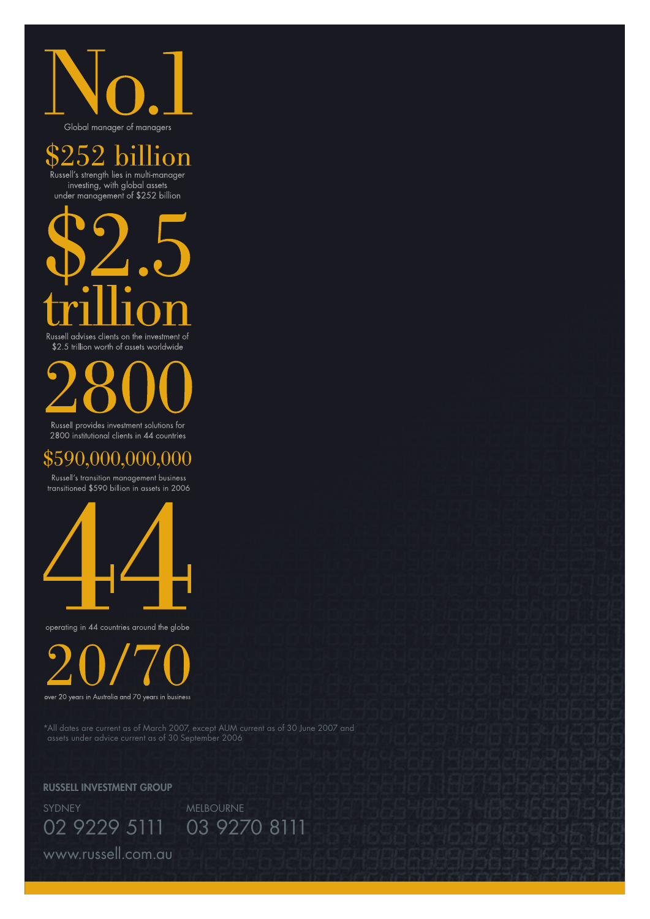# No.1

Global manager of managers

## $252 billion

Russell's strength lies in multi-manager investing, with global assets under management of $252 billion

## $2.5 trillion

Russell advises clients on the investment of $2.5 trillion worth of assets worldwide

## 2800

Russell provides investment solutions for 2800 institutional clients in 44 countries

## $590,000,000,000

Russell's transition management business transitioned $590 billion in assets in 2006

## 44

operating in 44 countries around the globe

## 20/70

over 20 years in Australia and 70 years in business

*All dates are current as of March 2007, except AUM current as of 30 June 2007 and assets under advice current as of 30 September 2006

**RUSSELL INVESTMENT GROUP**

SYDNEY
02 9229 5111

MELBOURNE
03 9270 8111

www.russell.com.au